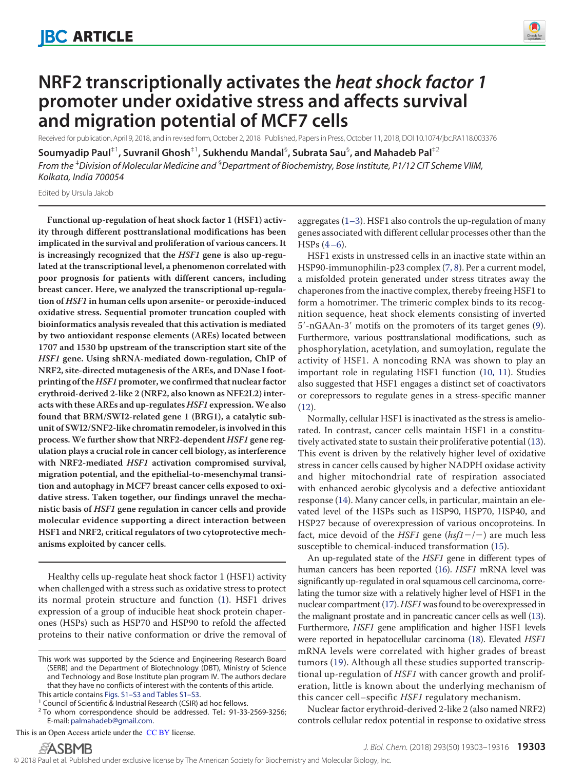# NRF2 transcriptionally activates the *heat shock factor 1* promoter under oxidative stress and affects survival and migration potential of MCF7 cells

Received for publication, April 9, 2018, and in revised form, October 2, 2018 Published, Papers in Press, October 11, 2018, DOI 10.1074/jbc.RA118.003376

**Soumyadip Paul**[‡1], **Suvranil Ghosh**[‡1], **Sukhendu Mandal**[§], **Subrata Sau**[§], **and Mahadeb Pal**[‡2]

*From the* [‡]*Division of Molecular Medicine and* [§]*Department of Biochemistry, Bose Institute, P1/12 CIT Scheme VIIM, Kolkata, India 700054*

Edited by Ursula Jakob

**Functional up-regulation of heat shock factor 1 (HSF1) activity through different posttranslational modifications has been implicated in the survival and proliferation of various cancers. It is increasingly recognized that the *HSF1* gene is also up-regulated at the transcriptional level, a phenomenon correlated with poor prognosis for patients with different cancers, including breast cancer. Here, we analyzed the transcriptional up-regulation of *HSF1* in human cells upon arsenite- or peroxide-induced oxidative stress. Sequential promoter truncation coupled with bioinformatics analysis revealed that this activation is mediated by two antioxidant response elements (AREs) located between 1707 and 1530 bp upstream of the transcription start site of the *HSF1* gene. Using shRNA-mediated down-regulation, ChIP of NRF2, site-directed mutagenesis of the AREs, and DNase I footprinting of the *HSF1* promoter, we confirmed that nuclear factor erythroid-derived 2-like 2 (NRF2, also known as NFE2L2) interacts with these AREs and up-regulates *HSF1* expression. We also found that BRM/SWI2-related gene 1 (BRG1), a catalytic subunit of SWI2/SNF2-like chromatin remodeler, is involved in this process. We further show that NRF2-dependent *HSF1* gene regulation plays a crucial role in cancer cell biology, as interference with NRF2-mediated *HSF1* activation compromised survival, migration potential, and the epithelial-to-mesenchymal transition and autophagy in MCF7 breast cancer cells exposed to oxidative stress. Taken together, our findings unravel the mechanistic basis of *HSF1* gene regulation in cancer cells and provide molecular evidence supporting a direct interaction between HSF1 and NRF2, critical regulators of two cytoprotective mechanisms exploited by cancer cells.**

Healthy cells up-regulate heat shock factor 1 (HSF1) activity when challenged with a stress such as oxidative stress to protect its normal protein structure and function (1). HSF1 drives expression of a group of inducible heat shock protein chaperones (HSPs) such as HSP70 and HSP90 to refold the affected proteins to their native conformation or drive the removal of aggregates (1–3). HSF1 also controls the up-regulation of many genes associated with different cellular processes other than the HSPs (4–6).

HSF1 exists in unstressed cells in an inactive state within an HSP90-immunophilin-p23 complex (7, 8). Per a current model, a misfolded protein generated under stress titrates away the chaperones from the inactive complex, thereby freeing HSF1 to form a homotrimer. The trimeric complex binds to its recognition sequence, heat shock elements consisting of inverted 5′-nGAAn-3′ motifs on the promoters of its target genes (9). Furthermore, various posttranslational modifications, such as phosphorylation, acetylation, and sumoylation, regulate the activity of HSF1. A noncoding RNA was shown to play an important role in regulating HSF1 function (10, 11). Studies also suggested that HSF1 engages a distinct set of coactivators or corepressors to regulate genes in a stress-specific manner (12).

Normally, cellular HSF1 is inactivated as the stress is ameliorated. In contrast, cancer cells maintain HSF1 in a constitutively activated state to sustain their proliferative potential (13). This event is driven by the relatively higher level of oxidative stress in cancer cells caused by higher NADPH oxidase activity and higher mitochondrial rate of respiration associated with enhanced aerobic glycolysis and a defective antioxidant response (14). Many cancer cells, in particular, maintain an elevated level of the HSPs such as HSP90, HSP70, HSP40, and HSP27 because of overexpression of various oncoproteins. In fact, mice devoid of the *HSF1* gene (*hsf1*−/−) are much less susceptible to chemical-induced transformation (15).

An up-regulated state of the *HSF1* gene in different types of human cancers has been reported (16). *HSF1* mRNA level was significantly up-regulated in oral squamous cell carcinoma, correlating the tumor size with a relatively higher level of HSF1 in the nuclear compartment (17). *HSF1* was found to be overexpressed in the malignant prostate and in pancreatic cancer cells as well (13). Furthermore, *HSF1* gene amplification and higher HSF1 levels were reported in hepatocellular carcinoma (18). Elevated *HSF1* mRNA levels were correlated with higher grades of breast tumors (19). Although all these studies supported transcriptional up-regulation of *HSF1* with cancer growth and proliferation, little is known about the underlying mechanism of this cancer cell–specific *HSF1* regulatory mechanism.

Nuclear factor erythroid-derived 2-like 2 (also named NRF2) controls cellular redox potential in response to oxidative stress

---

This work was supported by the Science and Engineering Research Board (SERB) and the Department of Biotechnology (DBT), Ministry of Science and Technology and Bose Institute plan program IV. The authors declare that they have no conflicts of interest with the contents of this article.

This article contains Figs. S1–S3 and Tables S1–S3.

[1] Council of Scientific & Industrial Research (CSIR) ad hoc fellows.

[2] To whom correspondence should be addressed. Tel.: 91-33-2569-3256; E-mail: palmahadeb@gmail.com.

This is an Open Access article under the CC BY license.

© 2018 Paul et al. Published under exclusive license by The American Society for Biochemistry and Molecular Biology, Inc.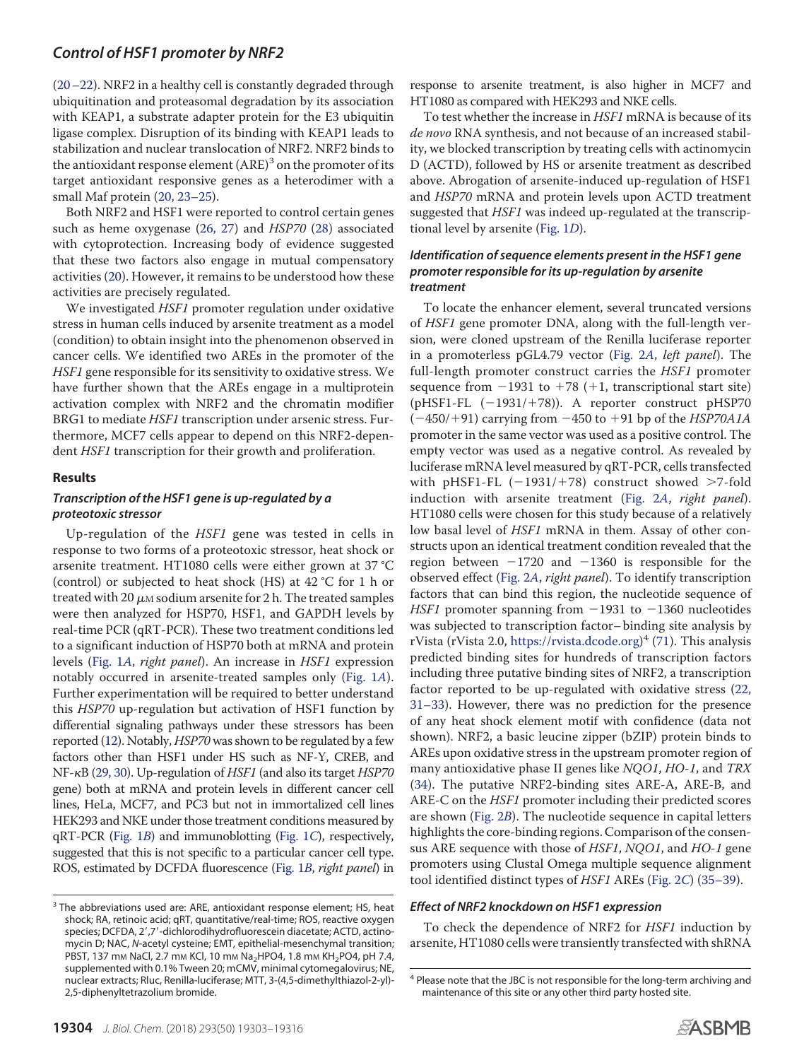(20–22). NRF2 in a healthy cell is constantly degraded through ubiquitination and proteasomal degradation by its association with KEAP1, a substrate adapter protein for the E3 ubiquitin ligase complex. Disruption of its binding with KEAP1 leads to stabilization and nuclear translocation of NRF2. NRF2 binds to the antioxidant response element (ARE)[3] on the promoter of its target antioxidant responsive genes as a heterodimer with a small Maf protein (20, 23–25).

Both NRF2 and HSF1 were reported to control certain genes such as heme oxygenase (26, 27) and *HSP70* (28) associated with cytoprotection. Increasing body of evidence suggested that these two factors also engage in mutual compensatory activities (20). However, it remains to be understood how these activities are precisely regulated.

We investigated *HSF1* promoter regulation under oxidative stress in human cells induced by arsenite treatment as a model (condition) to obtain insight into the phenomenon observed in cancer cells. We identified two AREs in the promoter of the *HSF1* gene responsible for its sensitivity to oxidative stress. We have further shown that the AREs engage in a multiprotein activation complex with NRF2 and the chromatin modifier BRG1 to mediate *HSF1* transcription under arsenic stress. Furthermore, MCF7 cells appear to depend on this NRF2-dependent *HSF1* transcription for their growth and proliferation.

## Results

### *Transcription of the HSF1 gene is up-regulated by a proteotoxic stressor*

Up-regulation of the *HSF1* gene was tested in cells in response to two forms of a proteotoxic stressor, heat shock or arsenite treatment. HT1080 cells were either grown at 37 °C (control) or subjected to heat shock (HS) at 42 °C for 1 h or treated with 20 $\mu$M sodium arsenite for 2 h. The treated samples were then analyzed for HSP70, HSF1, and GAPDH levels by real-time PCR (qRT-PCR). These two treatment conditions led to a significant induction of HSP70 both at mRNA and protein levels (Fig. 1*A*, *right panel*). An increase in *HSF1* expression notably occurred in arsenite-treated samples only (Fig. 1*A*). Further experimentation will be required to better understand this *HSP70* up-regulation but activation of HSF1 function by differential signaling pathways under these stressors has been reported (12). Notably, *HSP70* was shown to be regulated by a few factors other than HSF1 under HS such as NF-Y, CREB, and NF-κB (29, 30). Up-regulation of *HSF1* (and also its target *HSP70* gene) both at mRNA and protein levels in different cancer cell lines, HeLa, MCF7, and PC3 but not in immortalized cell lines HEK293 and NKE under those treatment conditions measured by qRT-PCR (Fig. 1*B*) and immunoblotting (Fig. 1*C*), respectively, suggested that this is not specific to a particular cancer cell type. ROS, estimated by DCFDA fluorescence (Fig. 1*B*, *right panel*) in response to arsenite treatment, is also higher in MCF7 and HT1080 as compared with HEK293 and NKE cells.

To test whether the increase in *HSF1* mRNA is because of its *de novo* RNA synthesis, and not because of an increased stability, we blocked transcription by treating cells with actinomycin D (ACTD), followed by HS or arsenite treatment as described above. Abrogation of arsenite-induced up-regulation of HSF1 and *HSP70* mRNA and protein levels upon ACTD treatment suggested that *HSF1* was indeed up-regulated at the transcriptional level by arsenite (Fig. 1*D*).

### *Identification of sequence elements present in the HSF1 gene promoter responsible for its up-regulation by arsenite treatment*

To locate the enhancer element, several truncated versions of *HSF1* gene promoter DNA, along with the full-length version, were cloned upstream of the Renilla luciferase reporter in a promoterless pGL4.79 vector (Fig. 2*A*, *left panel*). The full-length promoter construct carries the *HSF1* promoter sequence from −1931 to +78 (+1, transcriptional start site) (pHSF1-FL (−1931/+78)). A reporter construct pHSP70 (−450/+91) carrying from −450 to +91 bp of the *HSP70A1A* promoter in the same vector was used as a positive control. The empty vector was used as a negative control. As revealed by luciferase mRNA level measured by qRT-PCR, cells transfected with pHSF1-FL (−1931/+78) construct showed >7-fold induction with arsenite treatment (Fig. 2*A*, *right panel*). HT1080 cells were chosen for this study because of a relatively low basal level of *HSF1* mRNA in them. Assay of other constructs upon an identical treatment condition revealed that the region between −1720 and −1360 is responsible for the observed effect (Fig. 2*A*, *right panel*). To identify transcription factors that can bind this region, the nucleotide sequence of *HSF1* promoter spanning from −1931 to −1360 nucleotides was subjected to transcription factor–binding site analysis by rVista (rVista 2.0, https://rvista.dcode.org)[4] (71). This analysis predicted binding sites for hundreds of transcription factors including three putative binding sites of NRF2, a transcription factor reported to be up-regulated with oxidative stress (22, 31–33). However, there was no prediction for the presence of any heat shock element motif with confidence (data not shown). NRF2, a basic leucine zipper (bZIP) protein binds to AREs upon oxidative stress in the upstream promoter region of many antioxidative phase II genes like *NQO1*, *HO-1*, and *TRX* (34). The putative NRF2-binding sites ARE-A, ARE-B, and ARE-C on the *HSF1* promoter including their predicted scores are shown (Fig. 2*B*). The nucleotide sequence in capital letters highlights the core-binding regions. Comparison of the consensus ARE sequence with those of *HSF1*, *NQO1*, and *HO-1* gene promoters using Clustal Omega multiple sequence alignment tool identified distinct types of *HSF1* AREs (Fig. 2*C*) (35–39).

### *Effect of NRF2 knockdown on HSF1 expression*

To check the dependence of NRF2 for *HSF1* induction by arsenite, HT1080 cells were transiently transfected with shRNA

[3] The abbreviations used are: ARE, antioxidant response element; HS, heat shock; RA, retinoic acid; qRT, quantitative/real-time; ROS, reactive oxygen species; DCFDA, 2′,7′-dichlorodihydrofluorescein diacetate; ACTD, actinomycin D; NAC, *N*-acetyl cysteine; EMT, epithelial-mesenchymal transition; PBST, 137 mM NaCl, 2.7 mM KCl, 10 mM $Na_2HPO4$, 1.8 mM $KH_2PO4$, pH 7.4, supplemented with 0.1% Tween 20; mCMV, minimal cytomegalovirus; NE, nuclear extracts; Rluc, Renilla-luciferase; MTT, 3-(4,5-dimethylthiazol-2-yl)-2,5-diphenyltetrazolium bromide.

[4] Please note that the JBC is not responsible for the long-term archiving and maintenance of this site or any other third party hosted site.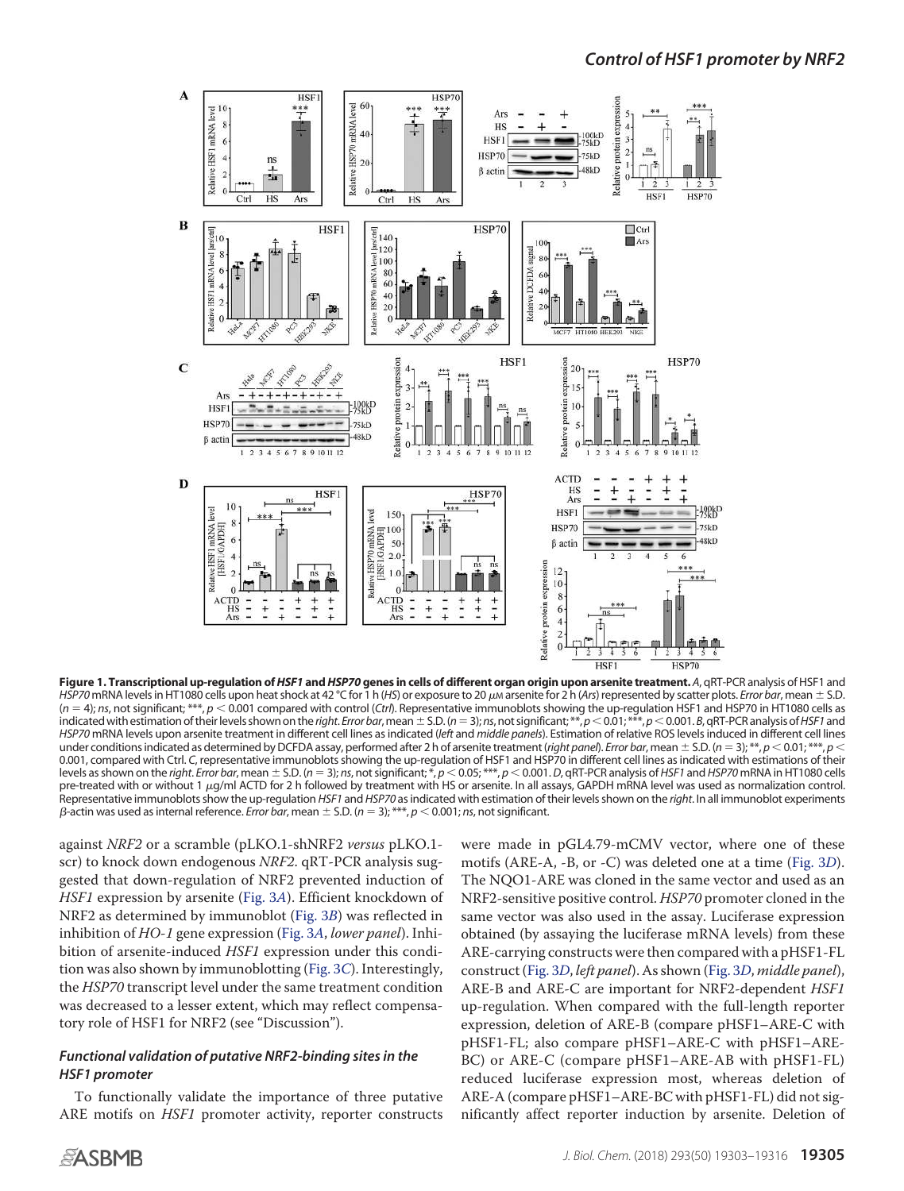**Figure 1. Transcriptional up-regulation of *HSF1* and *HSP70* genes in cells of different organ origin upon arsenite treatment.** *A*, qRT-PCR analysis of HSF1 and *HSP70* mRNA levels in HT1080 cells upon heat shock at 42 °C for 1 h (*HS*) or exposure to 20 μM arsenite for 2 h (*Ars*) represented by scatter plots. *Error bar*, mean ± S.D. ($n = 4$); *ns*, not significant; ***, $p < 0.001$ compared with control (*Ctrl*). Representative immunoblots showing the up-regulation HSF1 and HSP70 in HT1080 cells as indicated with estimation of their levels shown on the *right*. *Error bar*, mean ± S.D. ($n = 3$); *ns*, not significant; **, $p < 0.01$; ***, $p < 0.001$. *B*, qRT-PCR analysis of *HSF1* and *HSP70* mRNA levels upon arsenite treatment in different cell lines as indicated (*left* and *middle panels*). Estimation of relative ROS levels induced in different cell lines under conditions indicated as determined by DCFDA assay, performed after 2 h of arsenite treatment (*right panel*). *Error bar*, mean ± S.D. ($n = 3$); **, $p < 0.01$; ***, $p < 0.001$, compared with Ctrl. *C*, representative immunoblots showing the up-regulation of HSF1 and HSP70 in different cell lines as indicated with estimations of their levels as shown on the *right*. *Error bar*, mean ± S.D. ($n = 3$); *ns*, not significant; *, $p < 0.05$; ***, $p < 0.001$. *D*, qRT-PCR analysis of *HSF1* and *HSP70* mRNA in HT1080 cells pre-treated with or without 1 μg/ml ACTD for 2 h followed by treatment with HS or arsenite. In all assays, GAPDH mRNA level was used as normalization control. Representative immunoblots show the up-regulation *HSF1* and *HSP70* as indicated with estimation of their levels shown on the *right*. In all immunoblot experiments β-actin was used as internal reference. *Error bar*, mean ± S.D. ($n = 3$); ***, $p < 0.001$; *ns*, not significant.

against *NRF2* or a scramble (pLKO.1-shNRF2 *versus* pLKO.1-scr) to knock down endogenous *NRF2*. qRT-PCR analysis suggested that down-regulation of NRF2 prevented induction of *HSF1* expression by arsenite (Fig. 3*A*). Efficient knockdown of NRF2 as determined by immunoblot (Fig. 3*B*) was reflected in inhibition of *HO-1* gene expression (Fig. 3*A*, *lower panel*). Inhibition of arsenite-induced *HSF1* expression under this condition was also shown by immunoblotting (Fig. 3*C*). Interestingly, the *HSP70* transcript level under the same treatment condition was decreased to a lesser extent, which may reflect compensatory role of HSF1 for NRF2 (see "Discussion").

### *Functional validation of putative NRF2-binding sites in the HSF1 promoter*

To functionally validate the importance of three putative ARE motifs on *HSF1* promoter activity, reporter constructs were made in pGL4.79-mCMV vector, where one of these motifs (ARE-A, -B, or -C) was deleted one at a time (Fig. 3*D*). The NQO1-ARE was cloned in the same vector and used as an NRF2-sensitive positive control. *HSP70* promoter cloned in the same vector was also used in the assay. Luciferase expression obtained (by assaying the luciferase mRNA levels) from these ARE-carrying constructs were then compared with a pHSF1-FL construct (Fig. 3*D*, *left panel*). As shown (Fig. 3*D*, *middle panel*), ARE-B and ARE-C are important for NRF2-dependent *HSF1* up-regulation. When compared with the full-length reporter expression, deletion of ARE-B (compare pHSF1–ARE-C with pHSF1-FL; also compare pHSF1–ARE-C with pHSF1–ARE-BC) or ARE-C (compare pHSF1–ARE-AB with pHSF1-FL) reduced luciferase expression most, whereas deletion of ARE-A (compare pHSF1–ARE-BC with pHSF1-FL) did not significantly affect reporter induction by arsenite. Deletion of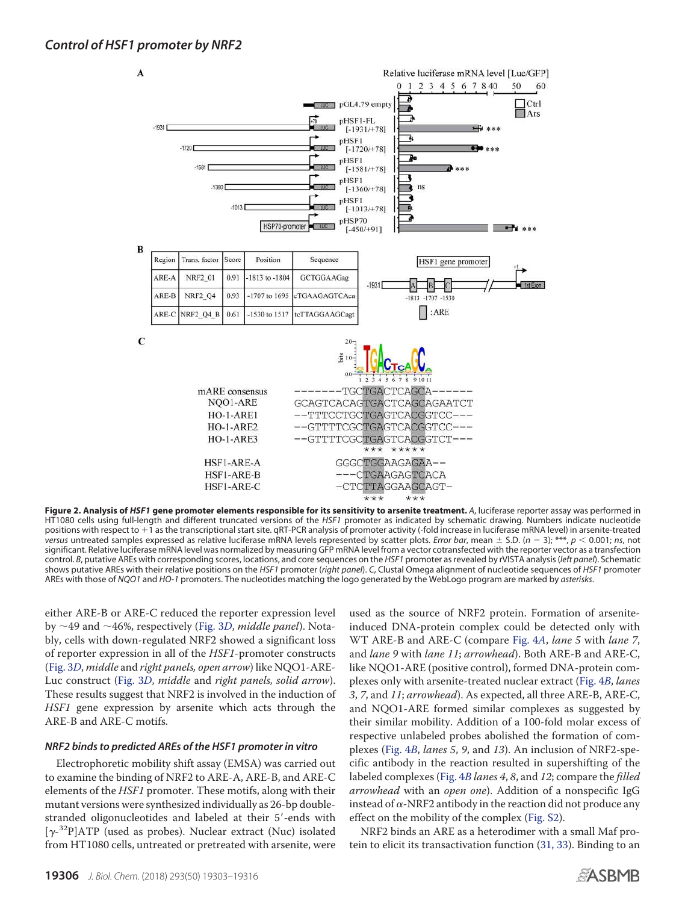## Control of HSF1 promoter by NRF2

**Figure 2. Analysis of *HSF1* gene promoter elements responsible for its sensitivity to arsenite treatment.** *A*, luciferase reporter assay was performed in HT1080 cells using full-length and different truncated versions of the *HSF1* promoter as indicated by schematic drawing. Numbers indicate nucleotide positions with respect to +1 as the transcriptional start site. qRT-PCR analysis of promoter activity (-fold increase in luciferase mRNA level) in arsenite-treated *versus* untreated samples expressed as relative luciferase mRNA levels represented by scatter plots. *Error bar*, mean ± S.D. ($n = 3$); ***, $p < 0.001$; *ns*, not significant. Relative luciferase mRNA level was normalized by measuring GFP mRNA level from a vector cotransfected with the reporter vector as a transfection control. *B*, putative AREs with corresponding scores, locations, and core sequences on the *HSF1* promoter as revealed by rVISTA analysis (*left panel*). Schematic shows putative AREs with their relative positions on the *HSF1* promoter (*right panel*). *C*, Clustal Omega alignment of nucleotide sequences of *HSF1* promoter AREs with those of *NQO1* and *HO-1* promoters. The nucleotides matching the logo generated by the WebLogo program are marked by *asterisks*.

| Region | Trans. factor | Score | Position | Sequence |
|---|---|---|---|---|
| ARE-A | NRF2_01 | 0.91 | -1813 to -1804 | GCTGGAAGag |
| ARE-B | NRF2_Q4 | 0.93 | -1707 to 1695 | cTGAAGAGTCAca |
| ARE-C | NRF2_Q4_B | 0.61 | -1530 to 1517 | tcTTAGGAAGCagt |

```
mARE consensus   -------TGCTGACTCAGCA------
NQO1-ARE         GCAGTCACAGTGACTCAGCAGAATCT
HO-1-ARE1        --TTTCCTGCTGAGTCACGGTCC---
HO-1-ARE2        --GTTTTCGCTGAGTCACGGTCC---
HO-1-ARE3        --GTTTTCGCTGAGTCACGGTCT---
                           ***  *****

HSF1-ARE-A           GGGCTGGAAGAGAA--
HSF1-ARE-B           ---CTGAAGAGTCACA
HSF1-ARE-C           -CTCTTAGGAAGCAGT-
                        ***     ***
```

either ARE-B or ARE-C reduced the reporter expression level by ~49 and ~46%, respectively (Fig. 3*D*, *middle panel*). Notably, cells with down-regulated NRF2 showed a significant loss of reporter expression in all of the *HSF1*-promoter constructs (Fig. 3*D*, *middle* and *right panels, open arrow*) like NQO1-ARE-Luc construct (Fig. 3*D*, *middle* and *right panels, solid arrow*). These results suggest that NRF2 is involved in the induction of *HSF1* gene expression by arsenite which acts through the ARE-B and ARE-C motifs.

### *NRF2 binds to predicted AREs of the HSF1 promoter in vitro*

Electrophoretic mobility shift assay (EMSA) was carried out to examine the binding of NRF2 to ARE-A, ARE-B, and ARE-C elements of the *HSF1* promoter. These motifs, along with their mutant versions were synthesized individually as 26-bp double-stranded oligonucleotides and labeled at their 5′-ends with [$\gamma$-$^{32}$P]ATP (used as probes). Nuclear extract (Nuc) isolated from HT1080 cells, untreated or pretreated with arsenite, were used as the source of NRF2 protein. Formation of arsenite-induced DNA-protein complex could be detected only with WT ARE-B and ARE-C (compare Fig. 4*A*, *lane 5* with *lane 7*, and *lane 9* with *lane 11*; *arrowhead*). Both ARE-B and ARE-C, like NQO1-ARE (positive control), formed DNA-protein complexes only with arsenite-treated nuclear extract (Fig. 4*B*, *lanes 3*, *7*, and *11*; *arrowhead*). As expected, all three ARE-B, ARE-C, and NQO1-ARE formed similar complexes as suggested by their similar mobility. Addition of a 100-fold molar excess of respective unlabeled probes abolished the formation of complexes (Fig. 4*B*, *lanes 5*, *9*, and *13*). An inclusion of NRF2-specific antibody in the reaction resulted in supershifting of the labeled complexes (Fig. 4*B lanes 4*, *8*, and *12*; compare the *filled arrowhead* with an *open one*). Addition of a nonspecific IgG instead of $\alpha$-NRF2 antibody in the reaction did not produce any effect on the mobility of the complex (Fig. S2).

NRF2 binds an ARE as a heterodimer with a small Maf protein to elicit its transactivation function (31, 33). Binding to an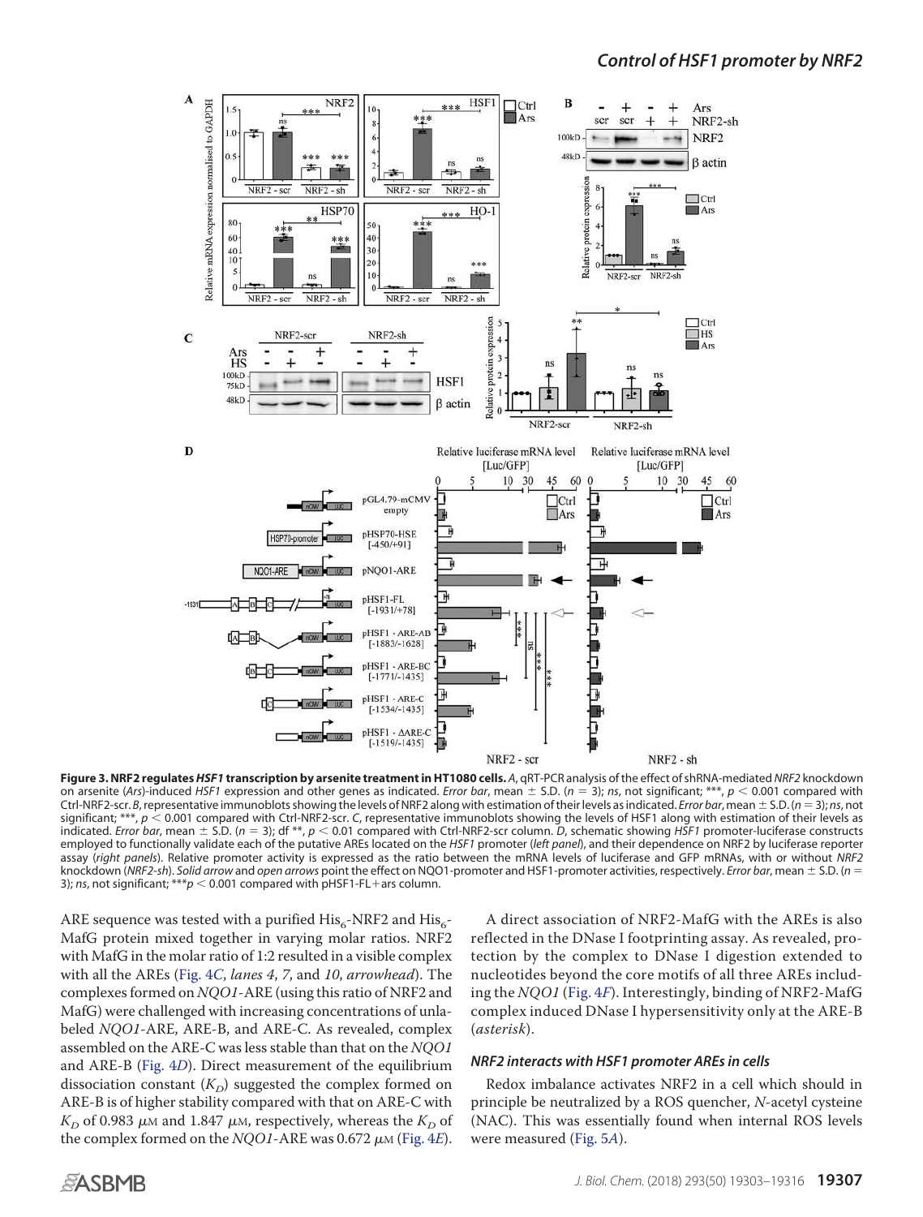**Figure 3. NRF2 regulates *HSF1* transcription by arsenite treatment in HT1080 cells.** *A*, qRT-PCR analysis of the effect of shRNA-mediated *NRF2* knockdown on arsenite (*Ars*)-induced *HSF1* expression and other genes as indicated. *Error bar*, mean ± S.D. ($n = 3$); *ns*, not significant; ***, $p < 0.001$ compared with Ctrl-NRF2-scr. *B*, representative immunoblots showing the levels of NRF2 along with estimation of their levels as indicated. *Error bar*, mean ± S.D. ($n = 3$); *ns*, not significant; ***, $p < 0.001$ compared with Ctrl-NRF2-scr. *C*, representative immunoblots showing the levels of HSF1 along with estimation of their levels as indicated. *Error bar*, mean ± S.D. ($n = 3$); df **, $p < 0.01$ compared with Ctrl-NRF2-scr column. *D*, schematic showing *HSF1* promoter-luciferase constructs employed to functionally validate each of the putative AREs located on the *HSF1* promoter (*left panel*), and their dependence on NRF2 by luciferase reporter assay (*right panels*). Relative promoter activity is expressed as the ratio between the mRNA levels of luciferase and GFP mRNAs, with or without *NRF2* knockdown (*NRF2-sh*). *Solid arrow* and *open arrows* point the effect on NQO1-promoter and HSF1-promoter activities, respectively. *Error bar*, mean ± S.D. ($n = 3$); *ns*, not significant; ***$p < 0.001$ compared with pHSF1-FL+ars column.

ARE sequence was tested with a purified His$_6$-NRF2 and His$_6$-MafG protein mixed together in varying molar ratios. NRF2 with MafG in the molar ratio of 1:2 resulted in a visible complex with all the AREs (Fig. 4*C*, *lanes 4*, *7*, and *10*, *arrowhead*). The complexes formed on *NQO1*-ARE (using this ratio of NRF2 and MafG) were challenged with increasing concentrations of unlabeled *NQO1*-ARE, ARE-B, and ARE-C. As revealed, complex assembled on the ARE-C was less stable than that on the *NQO1* and ARE-B (Fig. 4*D*). Direct measurement of the equilibrium dissociation constant ($K_D$) suggested the complex formed on ARE-B is of higher stability compared with that on ARE-C with $K_D$ of 0.983 $\mu$M and 1.847 $\mu$M, respectively, whereas the $K_D$ of the complex formed on the *NQO1*-ARE was 0.672 $\mu$M (Fig. 4*E*).

A direct association of NRF2-MafG with the AREs is also reflected in the DNase I footprinting assay. As revealed, protection by the complex to DNase I digestion extended to nucleotides beyond the core motifs of all three AREs including the *NQO1* (Fig. 4*F*). Interestingly, binding of NRF2-MafG complex induced DNase I hypersensitivity only at the ARE-B (*asterisk*).

### *NRF2 interacts with HSF1 promoter AREs in cells*

Redox imbalance activates NRF2 in a cell which should in principle be neutralized by a ROS quencher, *N*-acetyl cysteine (NAC). This was essentially found when internal ROS levels were measured (Fig. 5*A*).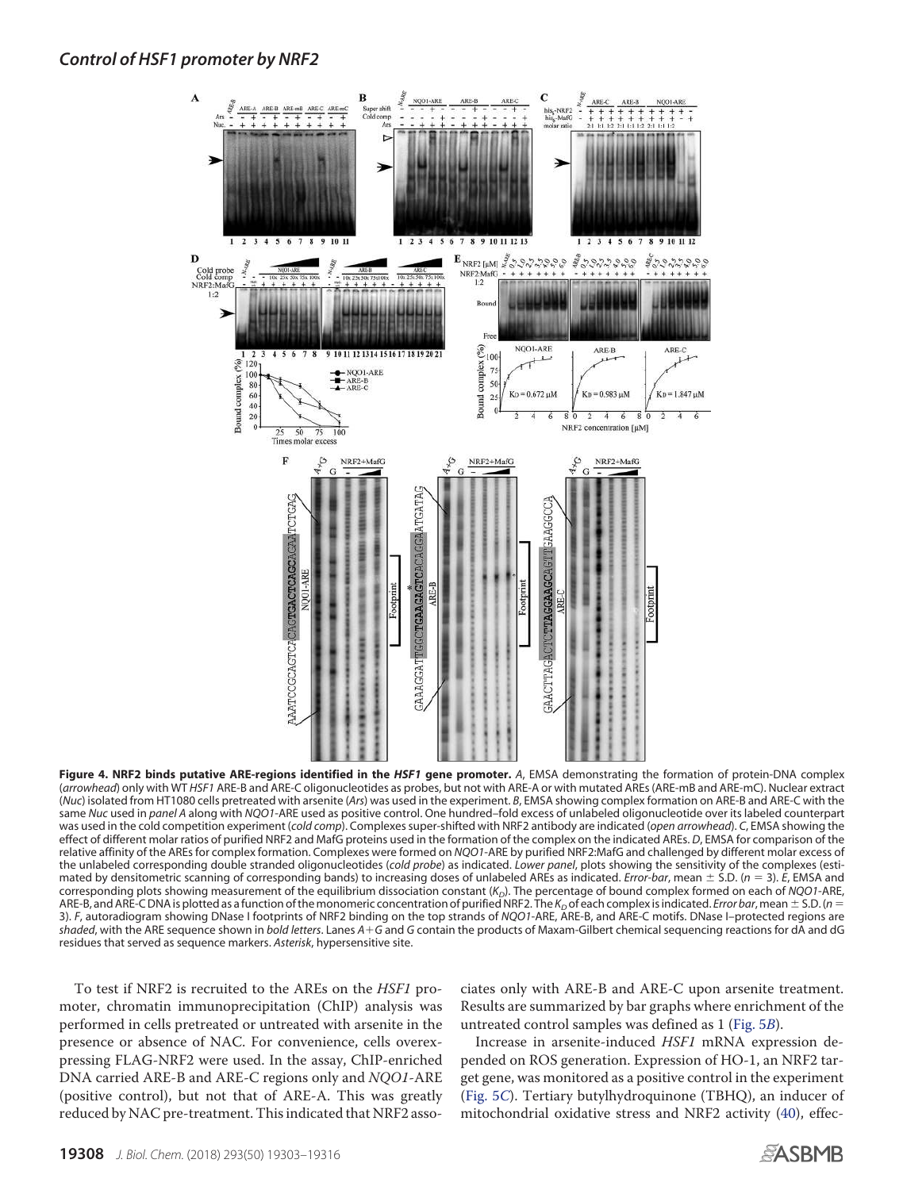**Figure 4. NRF2 binds putative ARE-regions identified in the *HSF1* gene promoter.** *A*, EMSA demonstrating the formation of protein-DNA complex (*arrowhead*) only with WT *HSF1* ARE-B and ARE-C oligonucleotides as probes, but not with ARE-A or with mutated AREs (ARE-mB and ARE-mC). Nuclear extract (*Nuc*) isolated from HT1080 cells pretreated with arsenite (*Ars*) was used in the experiment. *B*, EMSA showing complex formation on ARE-B and ARE-C with the same *Nuc* used in *panel A* along with *NQO1*-ARE used as positive control. One hundred–fold excess of unlabeled oligonucleotide over its labeled counterpart was used in the cold competition experiment (*cold comp*). Complexes super-shifted with NRF2 antibody are indicated (*open arrowhead*). *C*, EMSA showing the effect of different molar ratios of purified NRF2 and MafG proteins used in the formation of the complex on the indicated AREs. *D*, EMSA for comparison of the relative affinity of the AREs for complex formation. Complexes were formed on *NQO1*-ARE by purified NRF2:MafG and challenged by different molar excess of the unlabeled corresponding double stranded oligonucleotides (*cold probe*) as indicated. *Lower panel*, plots showing the sensitivity of the complexes (estimated by densitometric scanning of corresponding bands) to increasing doses of unlabeled AREs as indicated. *Error-bar*, mean ± S.D. ($n = 3$). *E*, EMSA and corresponding plots showing measurement of the equilibrium dissociation constant ($K_D$). The percentage of bound complex formed on each of *NQO1*-ARE, ARE-B, and ARE-C DNA is plotted as a function of the monomeric concentration of purified NRF2. The $K_D$ of each complex is indicated. *Error bar*, mean ± S.D. ($n = 3$). *F*, autoradiogram showing DNase I footprints of NRF2 binding on the top strands of *NQO1*-ARE, ARE-B, and ARE-C motifs. DNase I–protected regions are *shaded*, with the ARE sequence shown in *bold letters*. Lanes *A+G* and *G* contain the products of Maxam-Gilbert chemical sequencing reactions for dA and dG residues that served as sequence markers. *Asterisk*, hypersensitive site.

To test if NRF2 is recruited to the AREs on the *HSF1* promoter, chromatin immunoprecipitation (ChIP) analysis was performed in cells pretreated or untreated with arsenite in the presence or absence of NAC. For convenience, cells overexpressing FLAG-NRF2 were used. In the assay, ChIP-enriched DNA carried ARE-B and ARE-C regions only and *NQO1*-ARE (positive control), but not that of ARE-A. This was greatly reduced by NAC pre-treatment. This indicated that NRF2 associates only with ARE-B and ARE-C upon arsenite treatment. Results are summarized by bar graphs where enrichment of the untreated control samples was defined as 1 (Fig. 5*B*).

Increase in arsenite-induced *HSF1* mRNA expression depended on ROS generation. Expression of HO-1, an NRF2 target gene, was monitored as a positive control in the experiment (Fig. 5*C*). Tertiary butylhydroquinone (TBHQ), an inducer of mitochondrial oxidative stress and NRF2 activity (40), effec-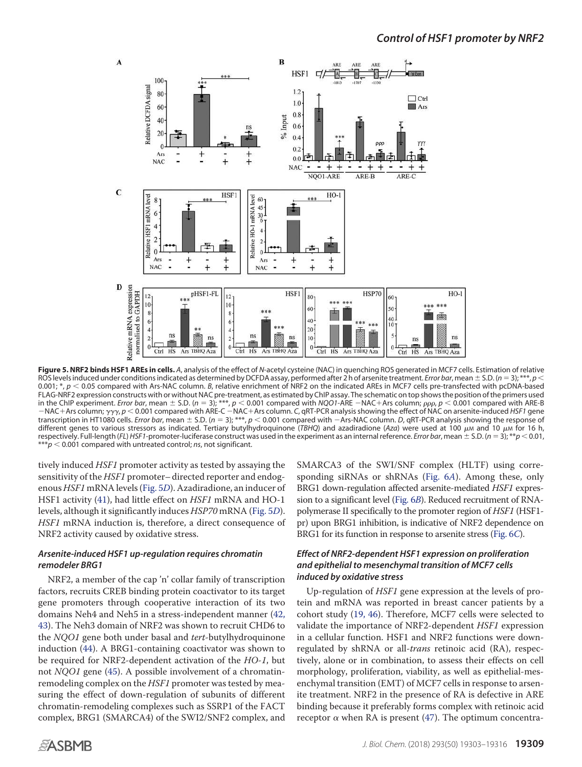**Figure 5. NRF2 binds HSF1 AREs in cells.** *A*, analysis of the effect of *N*-acetyl cysteine (NAC) in quenching ROS generated in MCF7 cells. Estimation of relative ROS levels induced under conditions indicated as determined by DCFDA assay, performed after 2 h of arsenite treatment. *Error bar*, mean ± S.D. ($n = 3$); ***, $p < 0.001$; *, $p < 0.05$ compared with Ars-NAC column. *B*, relative enrichment of NRF2 on the indicated AREs in MCF7 cells pre-transfected with pcDNA-based FLAG-NRF2 expression constructs with or without NAC pre-treatment, as estimated by ChIP assay. The schematic on top shows the position of the primers used in the ChIP experiment. *Error bar*, mean ± S.D. ($n = 3$); ***, $p < 0.001$ compared with *NQO1*-ARE −NAC+Ars column; ρρρ, $p < 0.001$ compared with ARE-B −NAC+Ars column; γγγ, $p < 0.001$ compared with ARE-C −NAC+Ars column. *C*, qRT-PCR analysis showing the effect of NAC on arsenite-induced *HSF1* gene transcription in HT1080 cells. *Error bar*, mean ± S.D. ($n = 3$); ***, $p < 0.001$ compared with −Ars-NAC column. *D*, qRT-PCR analysis showing the response of different genes to various stressors as indicated. Tertiary butylhydroquinone (*TBHQ*) and azadiradione (*Aza*) were used at 100 μM and 10 μM for 16 h, respectively. Full-length (*FL*) *HSF1*-promoter-luciferase construct was used in the experiment as an internal reference. *Error bar*, mean ± S.D. ($n = 3$); **$p < 0.01$, ***$p < 0.001$ compared with untreated control; *ns*, not significant.

tively induced *HSF1* promoter activity as tested by assaying the sensitivity of the *HSF1* promoter– directed reporter and endogenous *HSF1* mRNA levels (Fig. 5*D*). Azadiradione, an inducer of HSF1 activity (41), had little effect on *HSF1* mRNA and HO-1 levels, although it significantly induces *HSP70* mRNA (Fig. 5*D*). *HSF1* mRNA induction is, therefore, a direct consequence of NRF2 activity caused by oxidative stress.

### Arsenite-induced HSF1 up-regulation requires chromatin remodeler BRG1

NRF2, a member of the cap 'n' collar family of transcription factors, recruits CREB binding protein coactivator to its target gene promoters through cooperative interaction of its two domains Neh4 and Neh5 in a stress-independent manner (42, 43). The Neh3 domain of NRF2 was shown to recruit CHD6 to the *NQO1* gene both under basal and *tert*-butylhydroquinone induction (44). A BRG1-containing coactivator was shown to be required for NRF2-dependent activation of the *HO-1*, but not *NQO1* gene (45). A possible involvement of a chromatin-remodeling complex on the *HSF1* promoter was tested by measuring the effect of down-regulation of subunits of different chromatin-remodeling complexes such as SSRP1 of the FACT complex, BRG1 (SMARCA4) of the SWI2/SNF2 complex, and SMARCA3 of the SWI/SNF complex (HLTF) using corresponding siRNAs or shRNAs (Fig. 6*A*). Among these, only BRG1 down-regulation affected arsenite-mediated *HSF1* expression to a significant level (Fig. 6*B*). Reduced recruitment of RNA-polymerase II specifically to the promoter region of *HSF1* (HSF1-pr) upon BRG1 inhibition, is indicative of NRF2 dependence on BRG1 for its function in response to arsenite stress (Fig. 6*C*).

### Effect of NRF2-dependent HSF1 expression on proliferation and epithelial to mesenchymal transition of MCF7 cells induced by oxidative stress

Up-regulation of *HSF1* gene expression at the levels of protein and mRNA was reported in breast cancer patients by a cohort study (19, 46). Therefore, MCF7 cells were selected to validate the importance of NRF2-dependent *HSF1* expression in a cellular function. HSF1 and NRF2 functions were down-regulated by shRNA or all-*trans* retinoic acid (RA), respectively, alone or in combination, to assess their effects on cell morphology, proliferation, viability, as well as epithelial-mesenchymal transition (EMT) of MCF7 cells in response to arsenite treatment. NRF2 in the presence of RA is defective in ARE binding because it preferably forms complex with retinoic acid receptor α when RA is present (47). The optimum concentra-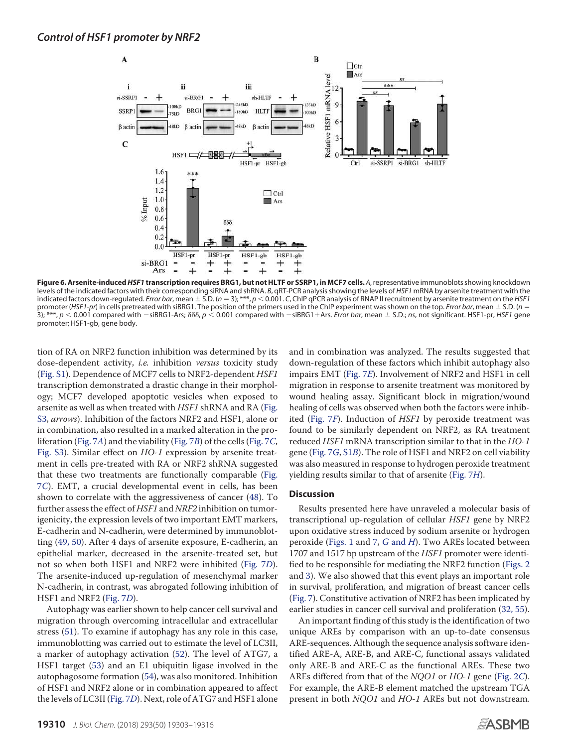**Figure 6. Arsenite-induced *HSF1* transcription requires BRG1, but not HLTF or SSRP1, in MCF7 cells.** *A*, representative immunoblots showing knockdown levels of the indicated factors with their corresponding siRNA and shRNA. *B*, qRT-PCR analysis showing the levels of *HSF1* mRNA by arsenite treatment with the indicated factors down-regulated. *Error bar*, mean ± S.D. ($n = 3$); ***, $p < 0.001$. *C*, ChIP qPCR analysis of RNAP II recruitment by arsenite treatment on the *HSF1* promoter (*HSF1-pr*) in cells pretreated with siBRG1. The position of the primers used in the ChIP experiment was shown on the top. *Error bar*, mean ± S.D. ($n = 3$); ***, $p < 0.001$ compared with −siBRG1-Ars; δδδ, $p < 0.001$ compared with −siBRG1+Ars. *Error bar*, mean ± S.D.; *ns*, not significant. HSF1-pr, *HSF1* gene promoter; HSF1-gb, gene body.

tion of RA on NRF2 function inhibition was determined by its dose-dependent activity, *i.e.* inhibition *versus* toxicity study (Fig. S1). Dependence of MCF7 cells to NRF2-dependent *HSF1* transcription demonstrated a drastic change in their morphology; MCF7 developed apoptotic vesicles when exposed to arsenite as well as when treated with *HSF1* shRNA and RA (Fig. S3, *arrows*). Inhibition of the factors NRF2 and HSF1, alone or in combination, also resulted in a marked alteration in the proliferation (Fig. 7*A*) and the viability (Fig. 7*B*) of the cells (Fig. 7*C*, Fig. S3). Similar effect on *HO-1* expression by arsenite treatment in cells pre-treated with RA or NRF2 shRNA suggested that these two treatments are functionally comparable (Fig. 7*C*). EMT, a crucial developmental event in cells, has been shown to correlate with the aggressiveness of cancer (48). To further assess the effect of *HSF1* and *NRF2* inhibition on tumorigenicity, the expression levels of two important EMT markers, E-cadherin and N-cadherin, were determined by immunoblotting (49, 50). After 4 days of arsenite exposure, E-cadherin, an epithelial marker, decreased in the arsenite-treated set, but not so when both HSF1 and NRF2 were inhibited (Fig. 7*D*). The arsenite-induced up-regulation of mesenchymal marker N-cadherin, in contrast, was abrogated following inhibition of HSF1 and NRF2 (Fig. 7*D*).

Autophagy was earlier shown to help cancer cell survival and migration through overcoming intracellular and extracellular stress (51). To examine if autophagy has any role in this case, immunoblotting was carried out to estimate the level of LC3II, a marker of autophagy activation (52). The level of ATG7, a HSF1 target (53) and an E1 ubiquitin ligase involved in the autophagosome formation (54), was also monitored. Inhibition of HSF1 and NRF2 alone or in combination appeared to affect the levels of LC3II (Fig. 7*D*). Next, role of ATG7 and HSF1 alone and in combination was analyzed. The results suggested that down-regulation of these factors which inhibit autophagy also impairs EMT (Fig. 7*E*). Involvement of NRF2 and HSF1 in cell migration in response to arsenite treatment was monitored by wound healing assay. Significant block in migration/wound healing of cells was observed when both the factors were inhibited (Fig. 7*F*). Induction of *HSF1* by peroxide treatment was found to be similarly dependent on NRF2, as RA treatment reduced *HSF1* mRNA transcription similar to that in the *HO-1* gene (Fig. 7*G*, S1*B*). The role of HSF1 and NRF2 on cell viability was also measured in response to hydrogen peroxide treatment yielding results similar to that of arsenite (Fig. 7*H*).

## Discussion

Results presented here have unraveled a molecular basis of transcriptional up-regulation of cellular *HSF1* gene by NRF2 upon oxidative stress induced by sodium arsenite or hydrogen peroxide (Figs. 1 and 7, *G* and *H*). Two AREs located between 1707 and 1517 bp upstream of the *HSF1* promoter were identified to be responsible for mediating the NRF2 function (Figs. 2 and 3). We also showed that this event plays an important role in survival, proliferation, and migration of breast cancer cells (Fig. 7). Constitutive activation of NRF2 has been implicated by earlier studies in cancer cell survival and proliferation (32, 55).

An important finding of this study is the identification of two unique AREs by comparison with an up-to-date consensus ARE-sequences. Although the sequence analysis software identified ARE-A, ARE-B, and ARE-C, functional assays validated only ARE-B and ARE-C as the functional AREs. These two AREs differed from that of the *NQO1* or *HO-1* gene (Fig. 2*C*). For example, the ARE-B element matched the upstream TGA present in both *NQO1* and *HO-1* AREs but not downstream.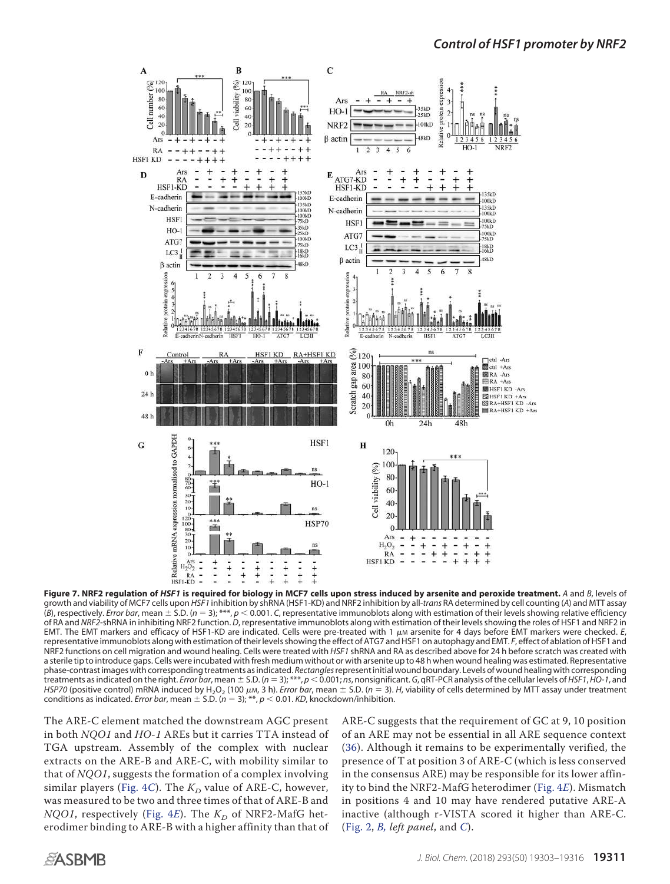**Figure 7. NRF2 regulation of *HSF1* is required for biology in MCF7 cells upon stress induced by arsenite and peroxide treatment.** *A* and *B*, levels of growth and viability of MCF7 cells upon *HSF1* inhibition by shRNA (HSF1-KD) and NRF2 inhibition by all-*trans* RA determined by cell counting (*A*) and MTT assay (*B*), respectively. *Error bar*, mean ± S.D. ($n = 3$); ***, $p < 0.001$. *C*, representative immunoblots along with estimation of their levels showing relative efficiency of RA and *NRF2*-shRNA in inhibiting NRF2 function. *D*, representative immunoblots along with estimation of their levels showing the roles of HSF1 and NRF2 in EMT. The EMT markers and efficacy of HSF1-KD are indicated. Cells were pre-treated with 1 μM arsenite for 4 days before EMT markers were checked. *E*, representative immunoblots along with estimation of their levels showing the effect of ATG7 and HSF1 on autophagy and EMT. *F*, effect of ablation of HSF1 and NRF2 functions on cell migration and wound healing. Cells were treated with *HSF1* shRNA and RA as described above for 24 h before scratch was created with a sterile tip to introduce gaps. Cells were incubated with fresh medium without or with arsenite up to 48 h when wound healing was estimated. Representative phase-contrast images with corresponding treatments as indicated. *Rectangles* represent initial wound boundary. Levels of wound healing with corresponding treatments as indicated on the right. *Error bar*, mean ± S.D. ($n = 3$); ***, $p < 0.001$; *ns*, nonsignificant. *G*, qRT-PCR analysis of the cellular levels of *HSF1*, *HO-1*, and *HSP70* (positive control) mRNA induced by $H_2O_2$ (100 μM, 3 h). *Error bar*, mean ± S.D. ($n = 3$). *H*, viability of cells determined by MTT assay under treatment conditions as indicated. *Error bar*, mean ± S.D. ($n = 3$); **, $p < 0.01$. *KD*, knockdown/inhibition.

The ARE-C element matched the downstream AGC present in both *NQO1* and *HO-1* AREs but it carries TTA instead of TGA upstream. Assembly of the complex with nuclear extracts on the ARE-B and ARE-C, with mobility similar to that of *NQO1*, suggests the formation of a complex involving similar players (Fig. 4*C*). The $K_D$ value of ARE-C, however, was measured to be two and three times of that of ARE-B and *NQO1*, respectively (Fig. 4*E*). The $K_D$ of NRF2-MafG heterodimer binding to ARE-B with a higher affinity than that of ARE-C suggests that the requirement of GC at 9, 10 position of an ARE may not be essential in all ARE sequence context (36). Although it remains to be experimentally verified, the presence of T at position 3 of ARE-C (which is less conserved in the consensus ARE) may be responsible for its lower affinity to bind the NRF2-MafG heterodimer (Fig. 4*E*). Mismatch in positions 4 and 10 may have rendered putative ARE-A inactive (although r-VISTA scored it higher than ARE-C. (Fig. 2, *B, left panel*, and *C*).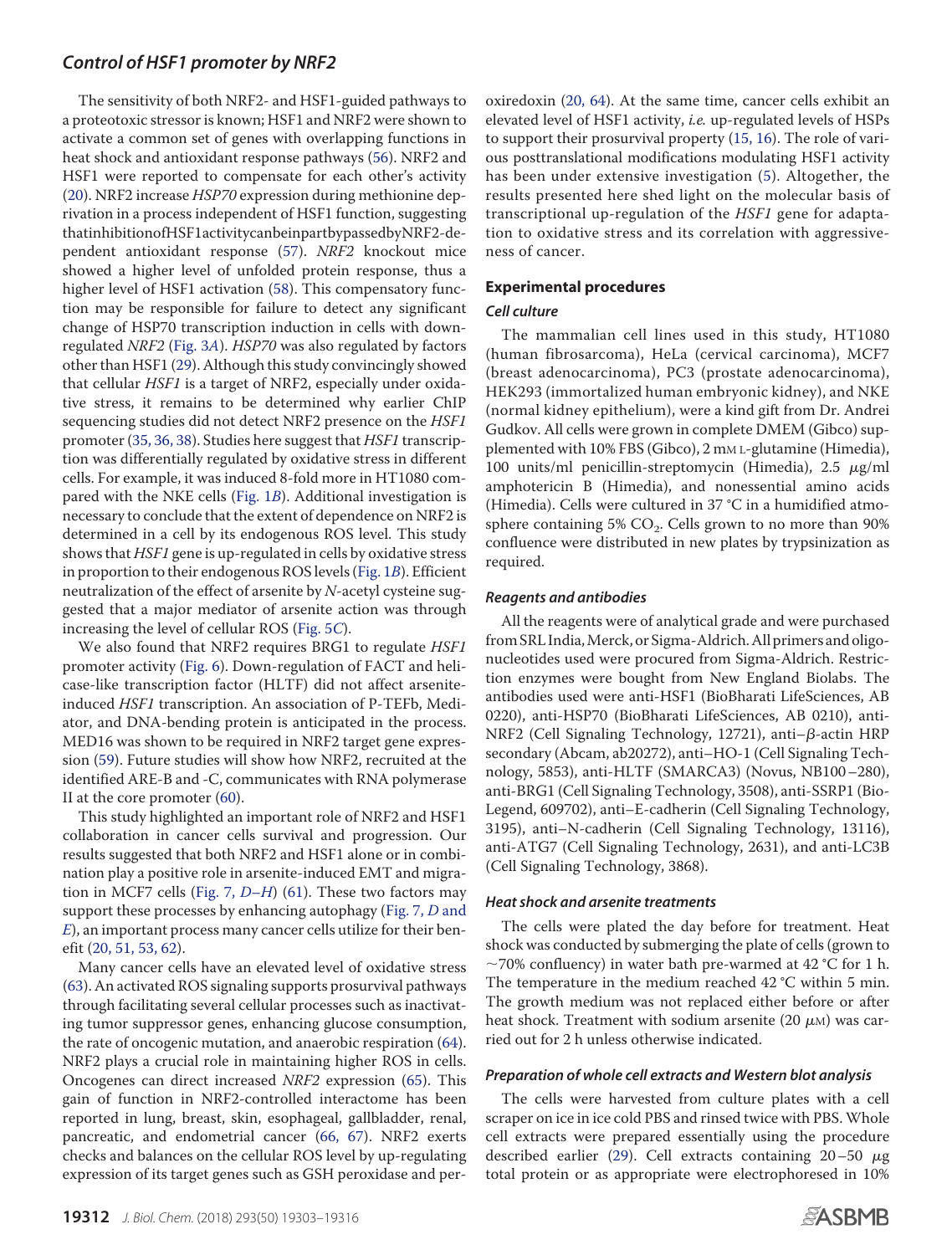## Control of HSF1 promoter by NRF2

The sensitivity of both NRF2- and HSF1-guided pathways to a proteotoxic stressor is known; HSF1 and NRF2 were shown to activate a common set of genes with overlapping functions in heat shock and antioxidant response pathways (56). NRF2 and HSF1 were reported to compensate for each other's activity (20). NRF2 increase *HSP70* expression during methionine deprivation in a process independent of HSF1 function, suggesting thatinhibitionofHSF1activitycanbeinpartbypassedbyNRF2-dependent antioxidant response (57). *NRF2* knockout mice showed a higher level of unfolded protein response, thus a higher level of HSF1 activation (58). This compensatory function may be responsible for failure to detect any significant change of HSP70 transcription induction in cells with down-regulated *NRF2* (Fig. 3*A*). *HSP70* was also regulated by factors other than HSF1 (29). Although this study convincingly showed that cellular *HSF1* is a target of NRF2, especially under oxidative stress, it remains to be determined why earlier ChIP sequencing studies did not detect NRF2 presence on the *HSF1* promoter (35, 36, 38). Studies here suggest that *HSF1* transcription was differentially regulated by oxidative stress in different cells. For example, it was induced 8-fold more in HT1080 compared with the NKE cells (Fig. 1*B*). Additional investigation is necessary to conclude that the extent of dependence on NRF2 is determined in a cell by its endogenous ROS level. This study shows that *HSF1* gene is up-regulated in cells by oxidative stress in proportion to their endogenous ROS levels (Fig. 1*B*). Efficient neutralization of the effect of arsenite by *N*-acetyl cysteine suggested that a major mediator of arsenite action was through increasing the level of cellular ROS (Fig. 5*C*).

We also found that NRF2 requires BRG1 to regulate *HSF1* promoter activity (Fig. 6). Down-regulation of FACT and helicase-like transcription factor (HLTF) did not affect arsenite-induced *HSF1* transcription. An association of P-TEFb, Mediator, and DNA-bending protein is anticipated in the process. MED16 was shown to be required in NRF2 target gene expression (59). Future studies will show how NRF2, recruited at the identified ARE-B and -C, communicates with RNA polymerase II at the core promoter (60).

This study highlighted an important role of NRF2 and HSF1 collaboration in cancer cells survival and progression. Our results suggested that both NRF2 and HSF1 alone or in combination play a positive role in arsenite-induced EMT and migration in MCF7 cells (Fig. 7, *D*–*H*) (61). These two factors may support these processes by enhancing autophagy (Fig. 7, *D* and *E*), an important process many cancer cells utilize for their benefit (20, 51, 53, 62).

Many cancer cells have an elevated level of oxidative stress (63). An activated ROS signaling supports prosurvival pathways through facilitating several cellular processes such as inactivating tumor suppressor genes, enhancing glucose consumption, the rate of oncogenic mutation, and anaerobic respiration (64). NRF2 plays a crucial role in maintaining higher ROS in cells. Oncogenes can direct increased *NRF2* expression (65). This gain of function in NRF2-controlled interactome has been reported in lung, breast, skin, esophageal, gallbladder, renal, pancreatic, and endometrial cancer (66, 67). NRF2 exerts checks and balances on the cellular ROS level by up-regulating expression of its target genes such as GSH peroxidase and peroxiredoxin (20, 64). At the same time, cancer cells exhibit an elevated level of HSF1 activity, *i.e.* up-regulated levels of HSPs to support their prosurvival property (15, 16). The role of various posttranslational modifications modulating HSF1 activity has been under extensive investigation (5). Altogether, the results presented here shed light on the molecular basis of transcriptional up-regulation of the *HSF1* gene for adaptation to oxidative stress and its correlation with aggressiveness of cancer.

## Experimental procedures

### Cell culture

The mammalian cell lines used in this study, HT1080 (human fibrosarcoma), HeLa (cervical carcinoma), MCF7 (breast adenocarcinoma), PC3 (prostate adenocarcinoma), HEK293 (immortalized human embryonic kidney), and NKE (normal kidney epithelium), were a kind gift from Dr. Andrei Gudkov. All cells were grown in complete DMEM (Gibco) supplemented with 10% FBS (Gibco), 2 mM L-glutamine (Himedia), 100 units/ml penicillin-streptomycin (Himedia), 2.5 $\mu$g/ml amphotericin B (Himedia), and nonessential amino acids (Himedia). Cells were cultured in 37 °C in a humidified atmosphere containing 5% $CO_2$. Cells grown to no more than 90% confluence were distributed in new plates by trypsinization as required.

### Reagents and antibodies

All the reagents were of analytical grade and were purchased from SRL India, Merck, or Sigma-Aldrich. All primers and oligonucleotides used were procured from Sigma-Aldrich. Restriction enzymes were bought from New England Biolabs. The antibodies used were anti-HSF1 (BioBharati LifeSciences, AB 0220), anti-HSP70 (BioBharati LifeSciences, AB 0210), anti-NRF2 (Cell Signaling Technology, 12721), anti–$\beta$-actin HRP secondary (Abcam, ab20272), anti–HO-1 (Cell Signaling Technology, 5853), anti-HLTF (SMARCA3) (Novus, NB100–280), anti-BRG1 (Cell Signaling Technology, 3508), anti-SSRP1 (BioLegend, 609702), anti–E-cadherin (Cell Signaling Technology, 3195), anti–N-cadherin (Cell Signaling Technology, 13116), anti-ATG7 (Cell Signaling Technology, 2631), and anti-LC3B (Cell Signaling Technology, 3868).

### Heat shock and arsenite treatments

The cells were plated the day before for treatment. Heat shock was conducted by submerging the plate of cells (grown to ~70% confluency) in water bath pre-warmed at 42 °C for 1 h. The temperature in the medium reached 42 °C within 5 min. The growth medium was not replaced either before or after heat shock. Treatment with sodium arsenite (20 $\mu$M) was carried out for 2 h unless otherwise indicated.

### Preparation of whole cell extracts and Western blot analysis

The cells were harvested from culture plates with a cell scraper on ice in ice cold PBS and rinsed twice with PBS. Whole cell extracts were prepared essentially using the procedure described earlier (29). Cell extracts containing 20–50 $\mu$g total protein or as appropriate were electrophoresed in 10%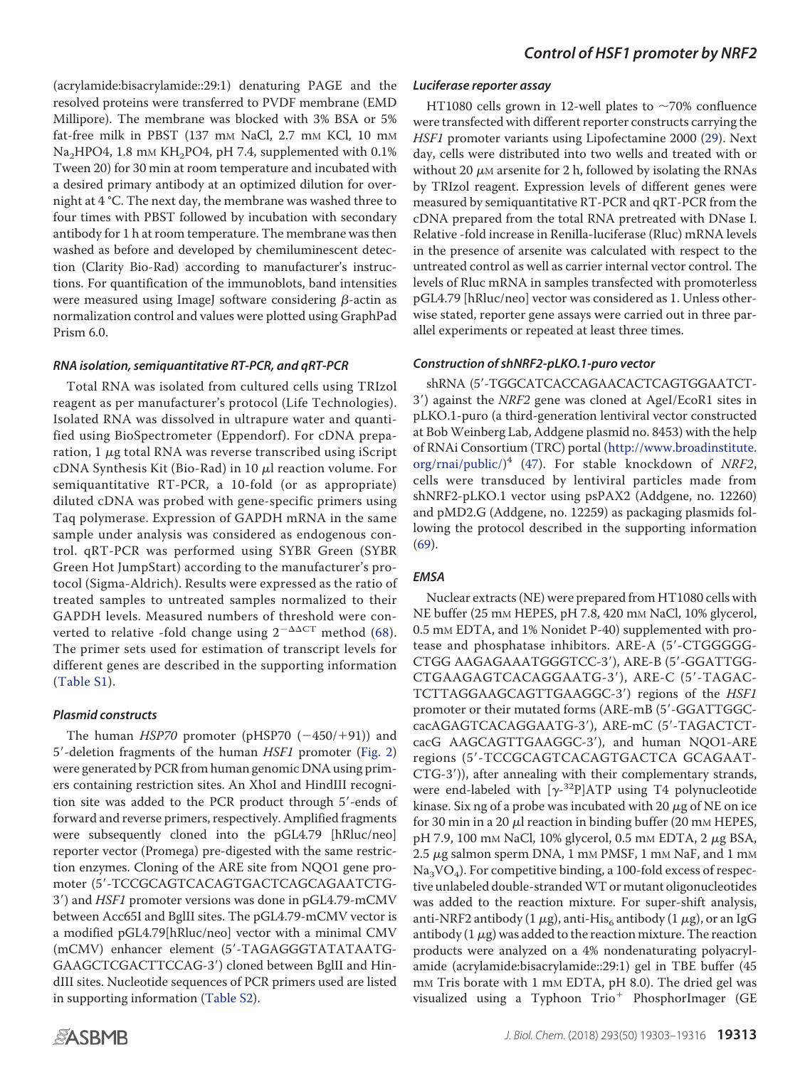(acrylamide:bisacrylamide::29:1) denaturing PAGE and the resolved proteins were transferred to PVDF membrane (EMD Millipore). The membrane was blocked with 3% BSA or 5% fat-free milk in PBST (137 mM NaCl, 2.7 mM KCl, 10 mM $Na_2HPO4$, 1.8 mM $KH_2PO4$, pH 7.4, supplemented with 0.1% Tween 20) for 30 min at room temperature and incubated with a desired primary antibody at an optimized dilution for overnight at 4 °C. The next day, the membrane was washed three to four times with PBST followed by incubation with secondary antibody for 1 h at room temperature. The membrane was then washed as before and developed by chemiluminescent detection (Clarity Bio-Rad) according to manufacturer's instructions. For quantification of the immunoblots, band intensities were measured using ImageJ software considering β-actin as normalization control and values were plotted using GraphPad Prism 6.0.

### RNA isolation, semiquantitative RT-PCR, and qRT-PCR

Total RNA was isolated from cultured cells using TRIzol reagent as per manufacturer's protocol (Life Technologies). Isolated RNA was dissolved in ultrapure water and quantified using BioSpectrometer (Eppendorf). For cDNA preparation, 1 μg total RNA was reverse transcribed using iScript cDNA Synthesis Kit (Bio-Rad) in 10 μl reaction volume. For semiquantitative RT-PCR, a 10-fold (or as appropriate) diluted cDNA was probed with gene-specific primers using Taq polymerase. Expression of GAPDH mRNA in the same sample under analysis was considered as endogenous control. qRT-PCR was performed using SYBR Green (SYBR Green Hot JumpStart) according to the manufacturer's protocol (Sigma-Aldrich). Results were expressed as the ratio of treated samples to untreated samples normalized to their GAPDH levels. Measured numbers of threshold were converted to relative -fold change using $2^{-\Delta\Delta CT}$ method (68). The primer sets used for estimation of transcript levels for different genes are described in the supporting information (Table S1).

### Plasmid constructs

The human *HSP70* promoter (pHSP70 (−450/+91)) and 5′-deletion fragments of the human *HSF1* promoter (Fig. 2) were generated by PCR from human genomic DNA using primers containing restriction sites. An XhoI and HindIII recognition site was added to the PCR product through 5′-ends of forward and reverse primers, respectively. Amplified fragments were subsequently cloned into the pGL4.79 [hRluc/neo] reporter vector (Promega) pre-digested with the same restriction enzymes. Cloning of the ARE site from NQO1 gene promoter (5′-TCCGCAGTCACAGTGACTCAGCAGAATCTG-3′) and *HSF1* promoter versions was done in pGL4.79-mCMV between Acc65I and BglII sites. The pGL4.79-mCMV vector is a modified pGL4.79[hRluc/neo] vector with a minimal CMV (mCMV) enhancer element (5′-TAGAGGGTATATAATG-GAAGCTCGACTTCCAG-3′) cloned between BglII and HindIII sites. Nucleotide sequences of PCR primers used are listed in supporting information (Table S2).

### Luciferase reporter assay

HT1080 cells grown in 12-well plates to ~70% confluence were transfected with different reporter constructs carrying the *HSF1* promoter variants using Lipofectamine 2000 (29). Next day, cells were distributed into two wells and treated with or without 20 μM arsenite for 2 h, followed by isolating the RNAs by TRIzol reagent. Expression levels of different genes were measured by semiquantitative RT-PCR and qRT-PCR from the cDNA prepared from the total RNA pretreated with DNase I. Relative -fold increase in Renilla-luciferase (Rluc) mRNA levels in the presence of arsenite was calculated with respect to the untreated control as well as carrier internal vector control. The levels of Rluc mRNA in samples transfected with promoterless pGL4.79 [hRluc/neo] vector was considered as 1. Unless otherwise stated, reporter gene assays were carried out in three parallel experiments or repeated at least three times.

### Construction of shNRF2-pLKO.1-puro vector

shRNA (5′-TGGCATCACCAGAACACTCAGTGGAATCT-3′) against the *NRF2* gene was cloned at AgeI/EcoR1 sites in pLKO.1-puro (a third-generation lentiviral vector constructed at Bob Weinberg Lab, Addgene plasmid no. 8453) with the help of RNAi Consortium (TRC) portal (http://www.broadinstitute.org/rnai/public/)[4] (47). For stable knockdown of *NRF2*, cells were transduced by lentiviral particles made from shNRF2-pLKO.1 vector using psPAX2 (Addgene, no. 12260) and pMD2.G (Addgene, no. 12259) as packaging plasmids following the protocol described in the supporting information (69).

### EMSA

Nuclear extracts (NE) were prepared from HT1080 cells with NE buffer (25 mM HEPES, pH 7.8, 420 mM NaCl, 10% glycerol, 0.5 mM EDTA, and 1% Nonidet P-40) supplemented with protease and phosphatase inhibitors. ARE-A (5′-CTGGGGG-CTGG AAGAGAAATGGGTCC-3′), ARE-B (5′-GGATTGG-CTGAAGAGTCACAGGAATG-3′), ARE-C (5′-TAGAC-TCTTAGGAAGCAGTTGAAGGC-3′) regions of the *HSF1* promoter or their mutated forms (ARE-mB (5′-GGATTGGC-cacAGAGTCACAGGAATG-3′), ARE-mC (5′-TAGACTCT-cacG AAGCAGTTGAAGGC-3′), and human NQO1-ARE regions (5′-TCCGCAGTCACAGTGACTCA GCAGAAT-CTG-3′)), after annealing with their complementary strands, were end-labeled with [γ-$^{32}$P]ATP using T4 polynucleotide kinase. Six ng of a probe was incubated with 20 μg of NE on ice for 30 min in a 20 μl reaction in binding buffer (20 mM HEPES, pH 7.9, 100 mM NaCl, 10% glycerol, 0.5 mM EDTA, 2 μg BSA, 2.5 μg salmon sperm DNA, 1 mM PMSF, 1 mM NaF, and 1 mM $Na_3VO_4$). For competitive binding, a 100-fold excess of respective unlabeled double-stranded WT or mutant oligonucleotides was added to the reaction mixture. For super-shift analysis, anti-NRF2 antibody (1 μg), anti-$His_6$ antibody (1 μg), or an IgG antibody (1 μg) was added to the reaction mixture. The reaction products were analyzed on a 4% nondenaturating polyacrylamide (acrylamide:bisacrylamide::29:1) gel in TBE buffer (45 mM Tris borate with 1 mM EDTA, pH 8.0). The dried gel was visualized using a Typhoon Trio$^+$ PhosphorImager (GE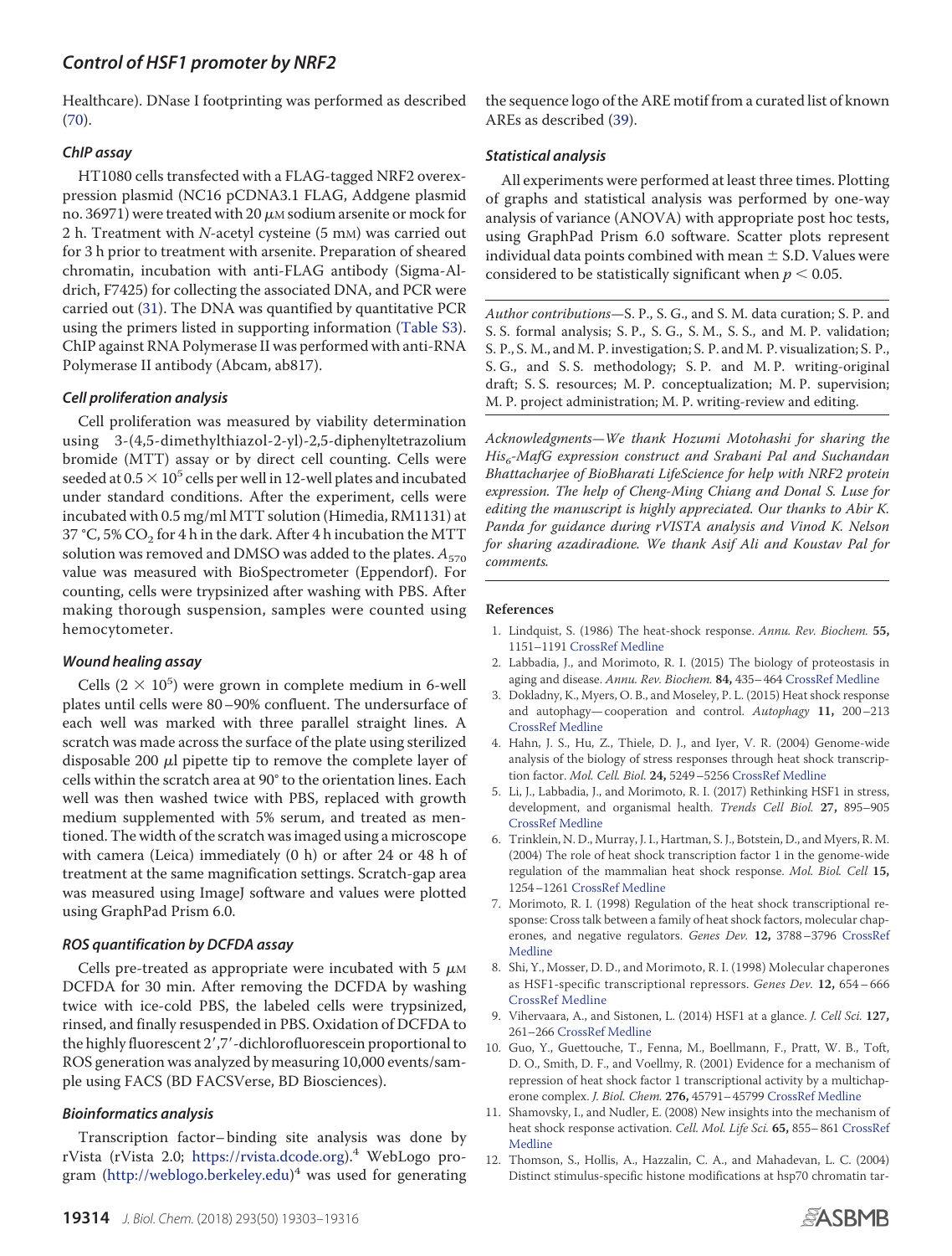Healthcare). DNase I footprinting was performed as described (70).

### ChIP assay

HT1080 cells transfected with a FLAG-tagged NRF2 overexpression plasmid (NC16 pCDNA3.1 FLAG, Addgene plasmid no. 36971) were treated with 20 $\mu$M sodium arsenite or mock for 2 h. Treatment with *N*-acetyl cysteine (5 mM) was carried out for 3 h prior to treatment with arsenite. Preparation of sheared chromatin, incubation with anti-FLAG antibody (Sigma-Aldrich, F7425) for collecting the associated DNA, and PCR were carried out (31). The DNA was quantified by quantitative PCR using the primers listed in supporting information (Table S3). ChIP against RNA Polymerase II was performed with anti-RNA Polymerase II antibody (Abcam, ab817).

### Cell proliferation analysis

Cell proliferation was measured by viability determination using 3-(4,5-dimethylthiazol-2-yl)-2,5-diphenyltetrazolium bromide (MTT) assay or by direct cell counting. Cells were seeded at $0.5 \times 10^5$ cells per well in 12-well plates and incubated under standard conditions. After the experiment, cells were incubated with 0.5 mg/ml MTT solution (Himedia, RM1131) at 37 °C, 5% $CO_2$ for 4 h in the dark. After 4 h incubation the MTT solution was removed and DMSO was added to the plates. $A_{570}$ value was measured with BioSpectrometer (Eppendorf). For counting, cells were trypsinized after washing with PBS. After making thorough suspension, samples were counted using hemocytometer.

### Wound healing assay

Cells ($2 \times 10^5$) were grown in complete medium in 6-well plates until cells were 80–90% confluent. The undersurface of each well was marked with three parallel straight lines. A scratch was made across the surface of the plate using sterilized disposable 200 $\mu$l pipette tip to remove the complete layer of cells within the scratch area at 90° to the orientation lines. Each well was then washed twice with PBS, replaced with growth medium supplemented with 5% serum, and treated as mentioned. The width of the scratch was imaged using a microscope with camera (Leica) immediately (0 h) or after 24 or 48 h of treatment at the same magnification settings. Scratch-gap area was measured using ImageJ software and values were plotted using GraphPad Prism 6.0.

### ROS quantification by DCFDA assay

Cells pre-treated as appropriate were incubated with 5 $\mu$M DCFDA for 30 min. After removing the DCFDA by washing twice with ice-cold PBS, the labeled cells were trypsinized, rinsed, and finally resuspended in PBS. Oxidation of DCFDA to the highly fluorescent 2′,7′-dichlorofluorescein proportional to ROS generation was analyzed by measuring 10,000 events/sample using FACS (BD FACSVerse, BD Biosciences).

### Bioinformatics analysis

Transcription factor–binding site analysis was done by rVista (rVista 2.0; https://rvista.dcode.org).[4] WebLogo program (http://weblogo.berkeley.edu)[4] was used for generating the sequence logo of the ARE motif from a curated list of known AREs as described (39).

### Statistical analysis

All experiments were performed at least three times. Plotting of graphs and statistical analysis was performed by one-way analysis of variance (ANOVA) with appropriate post hoc tests, using GraphPad Prism 6.0 software. Scatter plots represent individual data points combined with mean ± S.D. Values were considered to be statistically significant when $p < 0.05$.

*Author contributions*—S. P., S. G., and S. M. data curation; S. P. and S. S. formal analysis; S. P., S. G., S. M., S. S., and M. P. validation; S. P., S. M., and M. P. investigation; S. P. and M. P. visualization; S. P., S. G., and S. S. methodology; S. P. and M. P. writing-original draft; S. S. resources; M. P. conceptualization; M. P. supervision; M. P. project administration; M. P. writing-review and editing.

*Acknowledgments—We thank Hozumi Motohashi for sharing the His*$_6$*-MafG expression construct and Srabani Pal and Suchandan Bhattacharjee of BioBharati LifeScience for help with NRF2 protein expression. The help of Cheng-Ming Chiang and Donal S. Luse for editing the manuscript is highly appreciated. Our thanks to Abir K. Panda for guidance during rVISTA analysis and Vinod K. Nelson for sharing azadiradione. We thank Asif Ali and Koustav Pal for comments.*

### References

1. Lindquist, S. (1986) The heat-shock response. *Annu. Rev. Biochem.* **55,** 1151–1191 CrossRef Medline
2. Labbadia, J., and Morimoto, R. I. (2015) The biology of proteostasis in aging and disease. *Annu. Rev. Biochem.* **84,** 435–464 CrossRef Medline
3. Dokladny, K., Myers, O. B., and Moseley, P. L. (2015) Heat shock response and autophagy—cooperation and control. *Autophagy* **11,** 200–213 CrossRef Medline
4. Hahn, J. S., Hu, Z., Thiele, D. J., and Iyer, V. R. (2004) Genome-wide analysis of the biology of stress responses through heat shock transcription factor. *Mol. Cell. Biol.* **24,** 5249–5256 CrossRef Medline
5. Li, J., Labbadia, J., and Morimoto, R. I. (2017) Rethinking HSF1 in stress, development, and organismal health. *Trends Cell Biol.* **27,** 895–905 CrossRef Medline
6. Trinklein, N. D., Murray, J. I., Hartman, S. J., Botstein, D., and Myers, R. M. (2004) The role of heat shock transcription factor 1 in the genome-wide regulation of the mammalian heat shock response. *Mol. Biol. Cell* **15,** 1254–1261 CrossRef Medline
7. Morimoto, R. I. (1998) Regulation of the heat shock transcriptional response: Cross talk between a family of heat shock factors, molecular chaperones, and negative regulators. *Genes Dev.* **12,** 3788–3796 CrossRef Medline
8. Shi, Y., Mosser, D. D., and Morimoto, R. I. (1998) Molecular chaperones as HSF1-specific transcriptional repressors. *Genes Dev.* **12,** 654–666 CrossRef Medline
9. Vihervaara, A., and Sistonen, L. (2014) HSF1 at a glance. *J. Cell Sci.* **127,** 261–266 CrossRef Medline
10. Guo, Y., Guettouche, T., Fenna, M., Boellmann, F., Pratt, W. B., Toft, D. O., Smith, D. F., and Voellmy, R. (2001) Evidence for a mechanism of repression of heat shock factor 1 transcriptional activity by a multichaperone complex. *J. Biol. Chem.* **276,** 45791–45799 CrossRef Medline
11. Shamovsky, I., and Nudler, E. (2008) New insights into the mechanism of heat shock response activation. *Cell. Mol. Life Sci.* **65,** 855–861 CrossRef Medline
12. Thomson, S., Hollis, A., Hazzalin, C. A., and Mahadevan, L. C. (2004) Distinct stimulus-specific histone modifications at hsp70 chromatin tar-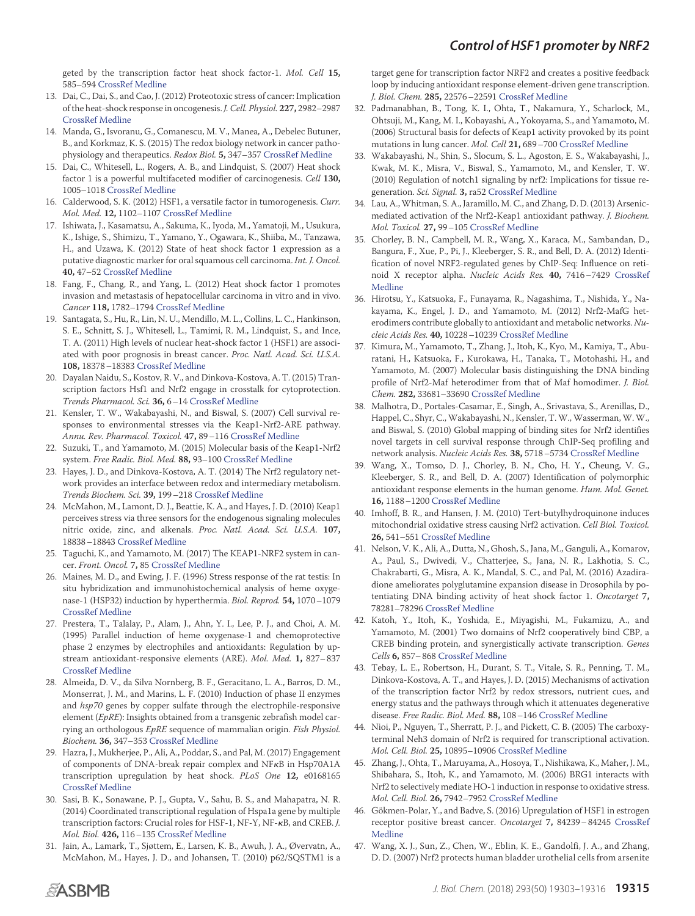geted by the transcription factor heat shock factor-1. *Mol. Cell* **15,** 585–594 CrossRef Medline

13. Dai, C., Dai, S., and Cao, J. (2012) Proteotoxic stress of cancer: Implication of the heat-shock response in oncogenesis. *J. Cell. Physiol.* **227,** 2982–2987 CrossRef Medline
14. Manda, G., Isvoranu, G., Comanescu, M. V., Manea, A., Debelec Butuner, B., and Korkmaz, K. S. (2015) The redox biology network in cancer pathophysiology and therapeutics. *Redox Biol.* **5,** 347–357 CrossRef Medline
15. Dai, C., Whitesell, L., Rogers, A. B., and Lindquist, S. (2007) Heat shock factor 1 is a powerful multifaceted modifier of carcinogenesis. *Cell* **130,** 1005–1018 CrossRef Medline
16. Calderwood, S. K. (2012) HSF1, a versatile factor in tumorogenesis. *Curr. Mol. Med.* **12,** 1102–1107 CrossRef Medline
17. Ishiwata, J., Kasamatsu, A., Sakuma, K., Iyoda, M., Yamatoji, M., Usukura, K., Ishige, S., Shimizu, T., Yamano, Y., Ogawara, K., Shiiba, M., Tanzawa, H., and Uzawa, K. (2012) State of heat shock factor 1 expression as a putative diagnostic marker for oral squamous cell carcinoma. *Int. J. Oncol.* **40,** 47–52 CrossRef Medline
18. Fang, F., Chang, R., and Yang, L. (2012) Heat shock factor 1 promotes invasion and metastasis of hepatocellular carcinoma in vitro and in vivo. *Cancer* **118,** 1782–1794 CrossRef Medline
19. Santagata, S., Hu, R., Lin, N. U., Mendillo, M. L., Collins, L. C., Hankinson, S. E., Schnitt, S. J., Whitesell, L., Tamimi, R. M., Lindquist, S., and Ince, T. A. (2011) High levels of nuclear heat-shock factor 1 (HSF1) are associated with poor prognosis in breast cancer. *Proc. Natl. Acad. Sci. U.S.A.* **108,** 18378–18383 CrossRef Medline
20. Dayalan Naidu, S., Kostov, R. V., and Dinkova-Kostova, A. T. (2015) Transcription factors Hsf1 and Nrf2 engage in crosstalk for cytoprotection. *Trends Pharmacol. Sci.* **36,** 6–14 CrossRef Medline
21. Kensler, T. W., Wakabayashi, N., and Biswal, S. (2007) Cell survival responses to environmental stresses via the Keap1-Nrf2-ARE pathway. *Annu. Rev. Pharmacol. Toxicol.* **47,** 89–116 CrossRef Medline
22. Suzuki, T., and Yamamoto, M. (2015) Molecular basis of the Keap1-Nrf2 system. *Free Radic. Biol. Med.* **88,** 93–100 CrossRef Medline
23. Hayes, J. D., and Dinkova-Kostova, A. T. (2014) The Nrf2 regulatory network provides an interface between redox and intermediary metabolism. *Trends Biochem. Sci.* **39,** 199–218 CrossRef Medline
24. McMahon, M., Lamont, D. J., Beattie, K. A., and Hayes, J. D. (2010) Keap1 perceives stress via three sensors for the endogenous signaling molecules nitric oxide, zinc, and alkenals. *Proc. Natl. Acad. Sci. U.S.A.* **107,** 18838–18843 CrossRef Medline
25. Taguchi, K., and Yamamoto, M. (2017) The KEAP1-NRF2 system in cancer. *Front. Oncol.* **7,** 85 CrossRef Medline
26. Maines, M. D., and Ewing, J. F. (1996) Stress response of the rat testis: In situ hybridization and immunohistochemical analysis of heme oxygenase-1 (HSP32) induction by hyperthermia. *Biol. Reprod.* **54,** 1070–1079 CrossRef Medline
27. Prestera, T., Talalay, P., Alam, J., Ahn, Y. I., Lee, P. J., and Choi, A. M. (1995) Parallel induction of heme oxygenase-1 and chemoprotective phase 2 enzymes by electrophiles and antioxidants: Regulation by upstream antioxidant-responsive elements (ARE). *Mol. Med.* **1,** 827–837 CrossRef Medline
28. Almeida, D. V., da Silva Nornberg, B. F., Geracitano, L. A., Barros, D. M., Monserrat, J. M., and Marins, L. F. (2010) Induction of phase II enzymes and *hsp70* genes by copper sulfate through the electrophile-responsive element (*EpRE*): Insights obtained from a transgenic zebrafish model carrying an orthologous *EpRE* sequence of mammalian origin. *Fish Physiol. Biochem.* **36,** 347–353 CrossRef Medline
29. Hazra, J., Mukherjee, P., Ali, A., Poddar, S., and Pal, M. (2017) Engagement of components of DNA-break repair complex and NFκB in Hsp70A1A transcription upregulation by heat shock. *PLoS One* **12,** e0168165 CrossRef Medline
30. Sasi, B. K., Sonawane, P. J., Gupta, V., Sahu, B. S., and Mahapatra, N. R. (2014) Coordinated transcriptional regulation of Hspa1a gene by multiple transcription factors: Crucial roles for HSF-1, NF-Y, NF-κB, and CREB. *J. Mol. Biol.* **426,** 116–135 CrossRef Medline
31. Jain, A., Lamark, T., Sjøttem, E., Larsen, K. B., Awuh, J. A., Øvervatn, A., McMahon, M., Hayes, J. D., and Johansen, T. (2010) p62/SQSTM1 is a target gene for transcription factor NRF2 and creates a positive feedback loop by inducing antioxidant response element-driven gene transcription. *J. Biol. Chem.* **285,** 22576–22591 CrossRef Medline
32. Padmanabhan, B., Tong, K. I., Ohta, T., Nakamura, Y., Scharlock, M., Ohtsuji, M., Kang, M. I., Kobayashi, A., Yokoyama, S., and Yamamoto, M. (2006) Structural basis for defects of Keap1 activity provoked by its point mutations in lung cancer. *Mol. Cell* **21,** 689–700 CrossRef Medline
33. Wakabayashi, N., Shin, S., Slocum, S. L., Agoston, E. S., Wakabayashi, J., Kwak, M. K., Misra, V., Biswal, S., Yamamoto, M., and Kensler, T. W. (2010) Regulation of notch1 signaling by nrf2: Implications for tissue regeneration. *Sci. Signal.* **3,** ra52 CrossRef Medline
34. Lau, A., Whitman, S. A., Jaramillo, M. C., and Zhang, D. D. (2013) Arsenic-mediated activation of the Nrf2-Keap1 antioxidant pathway. *J. Biochem. Mol. Toxicol.* **27,** 99–105 CrossRef Medline
35. Chorley, B. N., Campbell, M. R., Wang, X., Karaca, M., Sambandan, D., Bangura, F., Xue, P., Pi, J., Kleeberger, S. R., and Bell, D. A. (2012) Identification of novel NRF2-regulated genes by ChIP-Seq: Influence on retinoid X receptor alpha. *Nucleic Acids Res.* **40,** 7416–7429 CrossRef Medline
36. Hirotsu, Y., Katsuoka, F., Funayama, R., Nagashima, T., Nishida, Y., Nakayama, K., Engel, J. D., and Yamamoto, M. (2012) Nrf2-MafG heterodimers contribute globally to antioxidant and metabolic networks. *Nucleic Acids Res.* **40,** 10228–10239 CrossRef Medline
37. Kimura, M., Yamamoto, T., Zhang, J., Itoh, K., Kyo, M., Kamiya, T., Aburatani, H., Katsuoka, F., Kurokawa, H., Tanaka, T., Motohashi, H., and Yamamoto, M. (2007) Molecular basis distinguishing the DNA binding profile of Nrf2-Maf heterodimer from that of Maf homodimer. *J. Biol. Chem.* **282,** 33681–33690 CrossRef Medline
38. Malhotra, D., Portales-Casamar, E., Singh, A., Srivastava, S., Arenillas, D., Happel, C., Shyr, C., Wakabayashi, N., Kensler, T. W., Wasserman, W. W., and Biswal, S. (2010) Global mapping of binding sites for Nrf2 identifies novel targets in cell survival response through ChIP-Seq profiling and network analysis. *Nucleic Acids Res.* **38,** 5718–5734 CrossRef Medline
39. Wang, X., Tomso, D. J., Chorley, B. N., Cho, H. Y., Cheung, V. G., Kleeberger, S. R., and Bell, D. A. (2007) Identification of polymorphic antioxidant response elements in the human genome. *Hum. Mol. Genet.* **16,** 1188–1200 CrossRef Medline
40. Imhoff, B. R., and Hansen, J. M. (2010) Tert-butylhydroquinone induces mitochondrial oxidative stress causing Nrf2 activation. *Cell Biol. Toxicol.* **26,** 541–551 CrossRef Medline
41. Nelson, V. K., Ali, A., Dutta, N., Ghosh, S., Jana, M., Ganguli, A., Komarov, A., Paul, S., Dwivedi, V., Chatterjee, S., Jana, N. R., Lakhotia, S. C., Chakrabarti, G., Misra, A. K., Mandal, S. C., and Pal, M. (2016) Azadiradione ameliorates polyglutamine expansion disease in Drosophila by potentiating DNA binding activity of heat shock factor 1. *Oncotarget* **7,** 78281–78296 CrossRef Medline
42. Katoh, Y., Itoh, K., Yoshida, E., Miyagishi, M., Fukamizu, A., and Yamamoto, M. (2001) Two domains of Nrf2 cooperatively bind CBP, a CREB binding protein, and synergistically activate transcription. *Genes Cells* **6,** 857–868 CrossRef Medline
43. Tebay, L. E., Robertson, H., Durant, S. T., Vitale, S. R., Penning, T. M., Dinkova-Kostova, A. T., and Hayes, J. D. (2015) Mechanisms of activation of the transcription factor Nrf2 by redox stressors, nutrient cues, and energy status and the pathways through which it attenuates degenerative disease. *Free Radic. Biol. Med.* **88,** 108–146 CrossRef Medline
44. Nioi, P., Nguyen, T., Sherratt, P. J., and Pickett, C. B. (2005) The carboxy-terminal Neh3 domain of Nrf2 is required for transcriptional activation. *Mol. Cell. Biol.* **25,** 10895–10906 CrossRef Medline
45. Zhang, J., Ohta, T., Maruyama, A., Hosoya, T., Nishikawa, K., Maher, J. M., Shibahara, S., Itoh, K., and Yamamoto, M. (2006) BRG1 interacts with Nrf2 to selectively mediate HO-1 induction in response to oxidative stress. *Mol. Cell. Biol.* **26,** 7942–7952 CrossRef Medline
46. Gökmen-Polar, Y., and Badve, S. (2016) Upregulation of HSF1 in estrogen receptor positive breast cancer. *Oncotarget* **7,** 84239–84245 CrossRef Medline
47. Wang, X. J., Sun, Z., Chen, W., Eblin, K. E., Gandolfi, J. A., and Zhang, D. D. (2007) Nrf2 protects human bladder urothelial cells from arsenite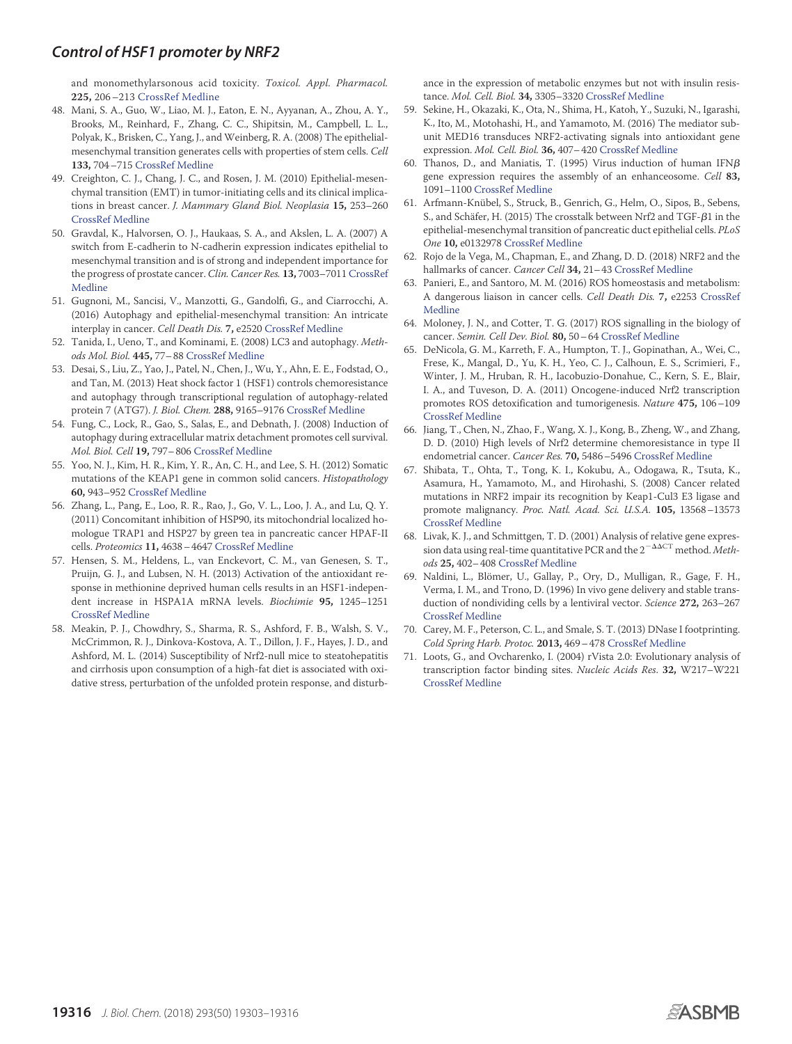and monomethylarsonous acid toxicity. *Toxicol. Appl. Pharmacol.* **225,** 206–213 CrossRef Medline

48. Mani, S. A., Guo, W., Liao, M. J., Eaton, E. N., Ayyanan, A., Zhou, A. Y., Brooks, M., Reinhard, F., Zhang, C. C., Shipitsin, M., Campbell, L. L., Polyak, K., Brisken, C., Yang, J., and Weinberg, R. A. (2008) The epithelial-mesenchymal transition generates cells with properties of stem cells. *Cell* **133,** 704–715 CrossRef Medline
49. Creighton, C. J., Chang, J. C., and Rosen, J. M. (2010) Epithelial-mesenchymal transition (EMT) in tumor-initiating cells and its clinical implications in breast cancer. *J. Mammary Gland Biol. Neoplasia* **15,** 253–260 CrossRef Medline
50. Gravdal, K., Halvorsen, O. J., Haukaas, S. A., and Akslen, L. A. (2007) A switch from E-cadherin to N-cadherin expression indicates epithelial to mesenchymal transition and is of strong and independent importance for the progress of prostate cancer. *Clin. Cancer Res.* **13,** 7003–7011 CrossRef Medline
51. Gugnoni, M., Sancisi, V., Manzotti, G., Gandolfi, G., and Ciarrocchi, A. (2016) Autophagy and epithelial-mesenchymal transition: An intricate interplay in cancer. *Cell Death Dis.* **7,** e2520 CrossRef Medline
52. Tanida, I., Ueno, T., and Kominami, E. (2008) LC3 and autophagy. *Methods Mol. Biol.* **445,** 77–88 CrossRef Medline
53. Desai, S., Liu, Z., Yao, J., Patel, N., Chen, J., Wu, Y., Ahn, E. E., Fodstad, O., and Tan, M. (2013) Heat shock factor 1 (HSF1) controls chemoresistance and autophagy through transcriptional regulation of autophagy-related protein 7 (ATG7). *J. Biol. Chem.* **288,** 9165–9176 CrossRef Medline
54. Fung, C., Lock, R., Gao, S., Salas, E., and Debnath, J. (2008) Induction of autophagy during extracellular matrix detachment promotes cell survival. *Mol. Biol. Cell* **19,** 797–806 CrossRef Medline
55. Yoo, N. J., Kim, H. R., Kim, Y. R., An, C. H., and Lee, S. H. (2012) Somatic mutations of the KEAP1 gene in common solid cancers. *Histopathology* **60,** 943–952 CrossRef Medline
56. Zhang, L., Pang, E., Loo, R. R., Rao, J., Go, V. L., Loo, J. A., and Lu, Q. Y. (2011) Concomitant inhibition of HSP90, its mitochondrial localized homologue TRAP1 and HSP27 by green tea in pancreatic cancer HPAF-II cells. *Proteomics* **11,** 4638–4647 CrossRef Medline
57. Hensen, S. M., Heldens, L., van Enckevort, C. M., van Genesen, S. T., Pruijn, G. J., and Lubsen, N. H. (2013) Activation of the antioxidant response in methionine deprived human cells results in an HSF1-independent increase in HSPA1A mRNA levels. *Biochimie* **95,** 1245–1251 CrossRef Medline
58. Meakin, P. J., Chowdhry, S., Sharma, R. S., Ashford, F. B., Walsh, S. V., McCrimmon, R. J., Dinkova-Kostova, A. T., Dillon, J. F., Hayes, J. D., and Ashford, M. L. (2014) Susceptibility of Nrf2-null mice to steatohepatitis and cirrhosis upon consumption of a high-fat diet is associated with oxidative stress, perturbation of the unfolded protein response, and disturbance in the expression of metabolic enzymes but not with insulin resistance. *Mol. Cell. Biol.* **34,** 3305–3320 CrossRef Medline
59. Sekine, H., Okazaki, K., Ota, N., Shima, H., Katoh, Y., Suzuki, N., Igarashi, K., Ito, M., Motohashi, H., and Yamamoto, M. (2016) The mediator subunit MED16 transduces NRF2-activating signals into antioxidant gene expression. *Mol. Cell. Biol.* **36,** 407–420 CrossRef Medline
60. Thanos, D., and Maniatis, T. (1995) Virus induction of human IFN$\beta$ gene expression requires the assembly of an enhanceosome. *Cell* **83,** 1091–1100 CrossRef Medline
61. Arfmann-Knübel, S., Struck, B., Genrich, G., Helm, O., Sipos, B., Sebens, S., and Schäfer, H. (2015) The crosstalk between Nrf2 and TGF-$\beta$1 in the epithelial-mesenchymal transition of pancreatic duct epithelial cells. *PLoS One* **10,** e0132978 CrossRef Medline
62. Rojo de la Vega, M., Chapman, E., and Zhang, D. D. (2018) NRF2 and the hallmarks of cancer. *Cancer Cell* **34,** 21–43 CrossRef Medline
63. Panieri, E., and Santoro, M. M. (2016) ROS homeostasis and metabolism: A dangerous liaison in cancer cells. *Cell Death Dis.* **7,** e2253 CrossRef Medline
64. Moloney, J. N., and Cotter, T. G. (2017) ROS signalling in the biology of cancer. *Semin. Cell Dev. Biol.* **80,** 50–64 CrossRef Medline
65. DeNicola, G. M., Karreth, F. A., Humpton, T. J., Gopinathan, A., Wei, C., Frese, K., Mangal, D., Yu, K. H., Yeo, C. J., Calhoun, E. S., Scrimieri, F., Winter, J. M., Hruban, R. H., Iacobuzio-Donahue, C., Kern, S. E., Blair, I. A., and Tuveson, D. A. (2011) Oncogene-induced Nrf2 transcription promotes ROS detoxification and tumorigenesis. *Nature* **475,** 106–109 CrossRef Medline
66. Jiang, T., Chen, N., Zhao, F., Wang, X. J., Kong, B., Zheng, W., and Zhang, D. D. (2010) High levels of Nrf2 determine chemoresistance in type II endometrial cancer. *Cancer Res.* **70,** 5486–5496 CrossRef Medline
67. Shibata, T., Ohta, T., Tong, K. I., Kokubu, A., Odogawa, R., Tsuta, K., Asamura, H., Yamamoto, M., and Hirohashi, S. (2008) Cancer related mutations in NRF2 impair its recognition by Keap1-Cul3 E3 ligase and promote malignancy. *Proc. Natl. Acad. Sci. U.S.A.* **105,** 13568–13573 CrossRef Medline
68. Livak, K. J., and Schmittgen, T. D. (2001) Analysis of relative gene expression data using real-time quantitative PCR and the $2^{-\Delta\Delta CT}$ method. *Methods* **25,** 402–408 CrossRef Medline
69. Naldini, L., Blömer, U., Gallay, P., Ory, D., Mulligan, R., Gage, F. H., Verma, I. M., and Trono, D. (1996) In vivo gene delivery and stable transduction of nondividing cells by a lentiviral vector. *Science* **272,** 263–267 CrossRef Medline
70. Carey, M. F., Peterson, C. L., and Smale, S. T. (2013) DNase I footprinting. *Cold Spring Harb. Protoc.* **2013,** 469–478 CrossRef Medline
71. Loots, G., and Ovcharenko, I. (2004) rVista 2.0: Evolutionary analysis of transcription factor binding sites. *Nucleic Acids Res.* **32,** W217–W221 CrossRef Medline